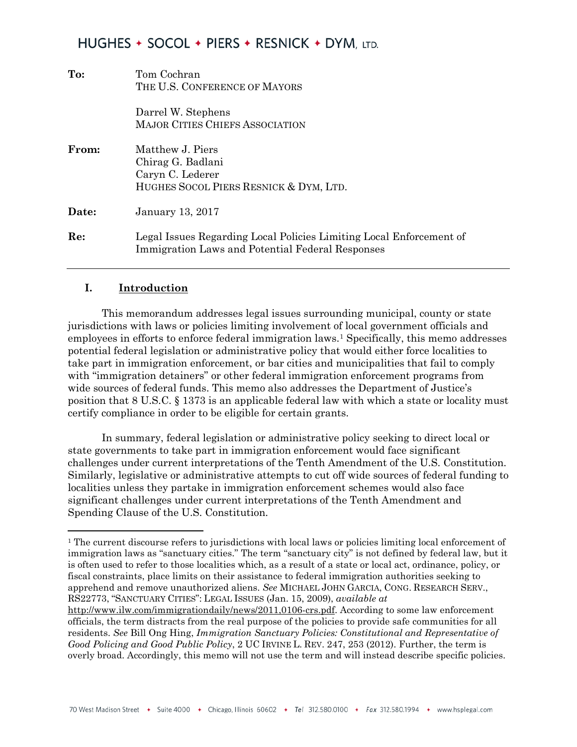# HUGHES ✦ SOCOL ✦ PIERS ✦ RESNICK ✦ DYM, LTD.

**To:** Tom Cochran
THE U.S. CONFERENCE OF MAYORS

Darrel W. Stephens
MAJOR CITIES CHIEFS ASSOCIATION

**From:** Matthew J. Piers
Chirag G. Badlani
Caryn C. Lederer
HUGHES SOCOL PIERS RESNICK & DYM, LTD.

**Date:** January 13, 2017

**Re:** Legal Issues Regarding Local Policies Limiting Local Enforcement of Immigration Laws and Potential Federal Responses

---

## I. Introduction

This memorandum addresses legal issues surrounding municipal, county or state jurisdictions with laws or policies limiting involvement of local government officials and employees in efforts to enforce federal immigration laws.[1] Specifically, this memo addresses potential federal legislation or administrative policy that would either force localities to take part in immigration enforcement, or bar cities and municipalities that fail to comply with "immigration detainers" or other federal immigration enforcement programs from wide sources of federal funds. This memo also addresses the Department of Justice's position that 8 U.S.C. § 1373 is an applicable federal law with which a state or locality must certify compliance in order to be eligible for certain grants.

In summary, federal legislation or administrative policy seeking to direct local or state governments to take part in immigration enforcement would face significant challenges under current interpretations of the Tenth Amendment of the U.S. Constitution. Similarly, legislative or administrative attempts to cut off wide sources of federal funding to localities unless they partake in immigration enforcement schemes would also face significant challenges under current interpretations of the Tenth Amendment and Spending Clause of the U.S. Constitution.

---

[1] The current discourse refers to jurisdictions with local laws or policies limiting local enforcement of immigration laws as "sanctuary cities." The term "sanctuary city" is not defined by federal law, but it is often used to refer to those localities which, as a result of a state or local act, ordinance, policy, or fiscal constraints, place limits on their assistance to federal immigration authorities seeking to apprehend and remove unauthorized aliens. *See* MICHAEL JOHN GARCIA, CONG. RESEARCH SERV., RS22773, "SANCTUARY CITIES": LEGAL ISSUES (Jan. 15, 2009), *available at* http://www.ilw.com/immigrationdaily/news/2011,0106-crs.pdf. According to some law enforcement officials, the term distracts from the real purpose of the policies to provide safe communities for all residents. *See* Bill Ong Hing, *Immigration Sanctuary Policies: Constitutional and Representative of Good Policing and Good Public Policy*, 2 UC IRVINE L. REV. 247, 253 (2012). Further, the term is overly broad. Accordingly, this memo will not use the term and will instead describe specific policies.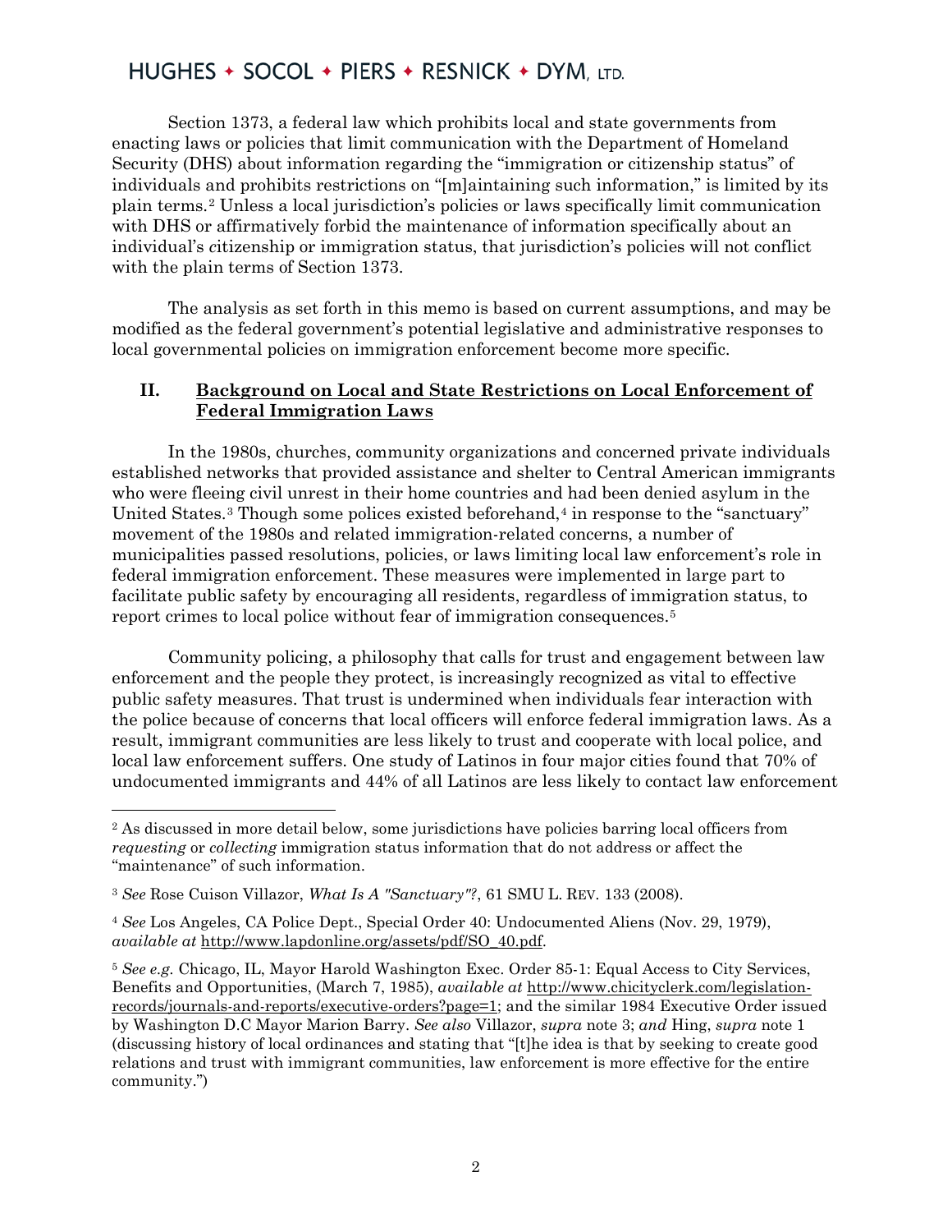Section 1373, a federal law which prohibits local and state governments from enacting laws or policies that limit communication with the Department of Homeland Security (DHS) about information regarding the "immigration or citizenship status" of individuals and prohibits restrictions on "[m]aintaining such information," is limited by its plain terms.[2] Unless a local jurisdiction's policies or laws specifically limit communication with DHS or affirmatively forbid the maintenance of information specifically about an individual's citizenship or immigration status, that jurisdiction's policies will not conflict with the plain terms of Section 1373.

The analysis as set forth in this memo is based on current assumptions, and may be modified as the federal government's potential legislative and administrative responses to local governmental policies on immigration enforcement become more specific.

## II. Background on Local and State Restrictions on Local Enforcement of Federal Immigration Laws

In the 1980s, churches, community organizations and concerned private individuals established networks that provided assistance and shelter to Central American immigrants who were fleeing civil unrest in their home countries and had been denied asylum in the United States.[3] Though some polices existed beforehand,[4] in response to the "sanctuary" movement of the 1980s and related immigration-related concerns, a number of municipalities passed resolutions, policies, or laws limiting local law enforcement's role in federal immigration enforcement. These measures were implemented in large part to facilitate public safety by encouraging all residents, regardless of immigration status, to report crimes to local police without fear of immigration consequences.[5]

Community policing, a philosophy that calls for trust and engagement between law enforcement and the people they protect, is increasingly recognized as vital to effective public safety measures. That trust is undermined when individuals fear interaction with the police because of concerns that local officers will enforce federal immigration laws. As a result, immigrant communities are less likely to trust and cooperate with local police, and local law enforcement suffers. One study of Latinos in four major cities found that 70% of undocumented immigrants and 44% of all Latinos are less likely to contact law enforcement

---

[2] As discussed in more detail below, some jurisdictions have policies barring local officers from *requesting* or *collecting* immigration status information that do not address or affect the "maintenance" of such information.

[3] *See* Rose Cuison Villazor, *What Is A "Sanctuary"?*, 61 SMU L. REV. 133 (2008).

[4] *See* Los Angeles, CA Police Dept., Special Order 40: Undocumented Aliens (Nov. 29, 1979), *available at* http://www.lapdonline.org/assets/pdf/SO_40.pdf.

[5] *See e.g.* Chicago, IL, Mayor Harold Washington Exec. Order 85-1: Equal Access to City Services, Benefits and Opportunities, (March 7, 1985), *available at* http://www.chicityclerk.com/legislation-records/journals-and-reports/executive-orders?page=1; and the similar 1984 Executive Order issued by Washington D.C Mayor Marion Barry. *See also* Villazor, *supra* note 3; *and* Hing, *supra* note 1 (discussing history of local ordinances and stating that "[t]he idea is that by seeking to create good relations and trust with immigrant communities, law enforcement is more effective for the entire community.")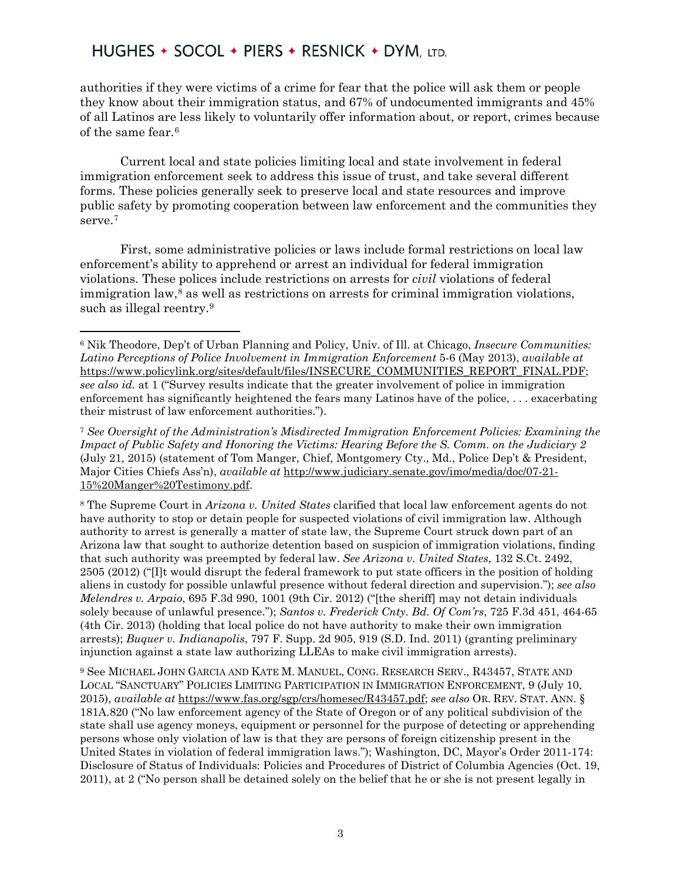authorities if they were victims of a crime for fear that the police will ask them or people they know about their immigration status, and 67% of undocumented immigrants and 45% of all Latinos are less likely to voluntarily offer information about, or report, crimes because of the same fear.[6]

Current local and state policies limiting local and state involvement in federal immigration enforcement seek to address this issue of trust, and take several different forms. These policies generally seek to preserve local and state resources and improve public safety by promoting cooperation between law enforcement and the communities they serve.[7]

First, some administrative policies or laws include formal restrictions on local law enforcement's ability to apprehend or arrest an individual for federal immigration violations. These polices include restrictions on arrests for *civil* violations of federal immigration law,[8] as well as restrictions on arrests for criminal immigration violations, such as illegal reentry.[9]

---

[6] Nik Theodore, Dep't of Urban Planning and Policy, Univ. of Ill. at Chicago, *Insecure Communities: Latino Perceptions of Police Involvement in Immigration Enforcement* 5-6 (May 2013), *available at* https://www.policylink.org/sites/default/files/INSECURE_COMMUNITIES_REPORT_FINAL.PDF; *see also id.* at 1 ("Survey results indicate that the greater involvement of police in immigration enforcement has significantly heightened the fears many Latinos have of the police, . . . exacerbating their mistrust of law enforcement authorities.").

[7] *See Oversight of the Administration's Misdirected Immigration Enforcement Policies: Examining the Impact of Public Safety and Honoring the Victims: Hearing Before the S. Comm. on the Judiciary 2* (July 21, 2015) (statement of Tom Manger, Chief, Montgomery Cty., Md., Police Dep't & President, Major Cities Chiefs Ass'n), *available at* http://www.judiciary.senate.gov/imo/media/doc/07-21-15%20Manger%20Testimony.pdf.

[8] The Supreme Court in *Arizona v. United States* clarified that local law enforcement agents do not have authority to stop or detain people for suspected violations of civil immigration law. Although authority to arrest is generally a matter of state law, the Supreme Court struck down part of an Arizona law that sought to authorize detention based on suspicion of immigration violations, finding that such authority was preempted by federal law. *See Arizona v. United States*, 132 S.Ct. 2492, 2505 (2012) ("[I]t would disrupt the federal framework to put state officers in the position of holding aliens in custody for possible unlawful presence without federal direction and supervision."); *see also Melendres v. Arpaio*, 695 F.3d 990, 1001 (9th Cir. 2012) ("[the sheriff] may not detain individuals solely because of unlawful presence."); *Santos v. Frederick Cnty. Bd. Of Com'rs*, 725 F.3d 451, 464-65 (4th Cir. 2013) (holding that local police do not have authority to make their own immigration arrests); *Buquer v. Indianapolis*, 797 F. Supp. 2d 905, 919 (S.D. Ind. 2011) (granting preliminary injunction against a state law authorizing LLEAs to make civil immigration arrests).

[9] See MICHAEL JOHN GARCIA AND KATE M. MANUEL, CONG. RESEARCH SERV., R43457, STATE AND LOCAL "SANCTUARY" POLICIES LIMITING PARTICIPATION IN IMMIGRATION ENFORCEMENT, 9 (July 10, 2015), *available at* https://www.fas.org/sgp/crs/homesec/R43457.pdf; *see also* OR. REV. STAT. ANN. § 181A.820 ("No law enforcement agency of the State of Oregon or of any political subdivision of the state shall use agency moneys, equipment or personnel for the purpose of detecting or apprehending persons whose only violation of law is that they are persons of foreign citizenship present in the United States in violation of federal immigration laws."); Washington, DC, Mayor's Order 2011-174: Disclosure of Status of Individuals: Policies and Procedures of District of Columbia Agencies (Oct. 19, 2011), at 2 ("No person shall be detained solely on the belief that he or she is not present legally in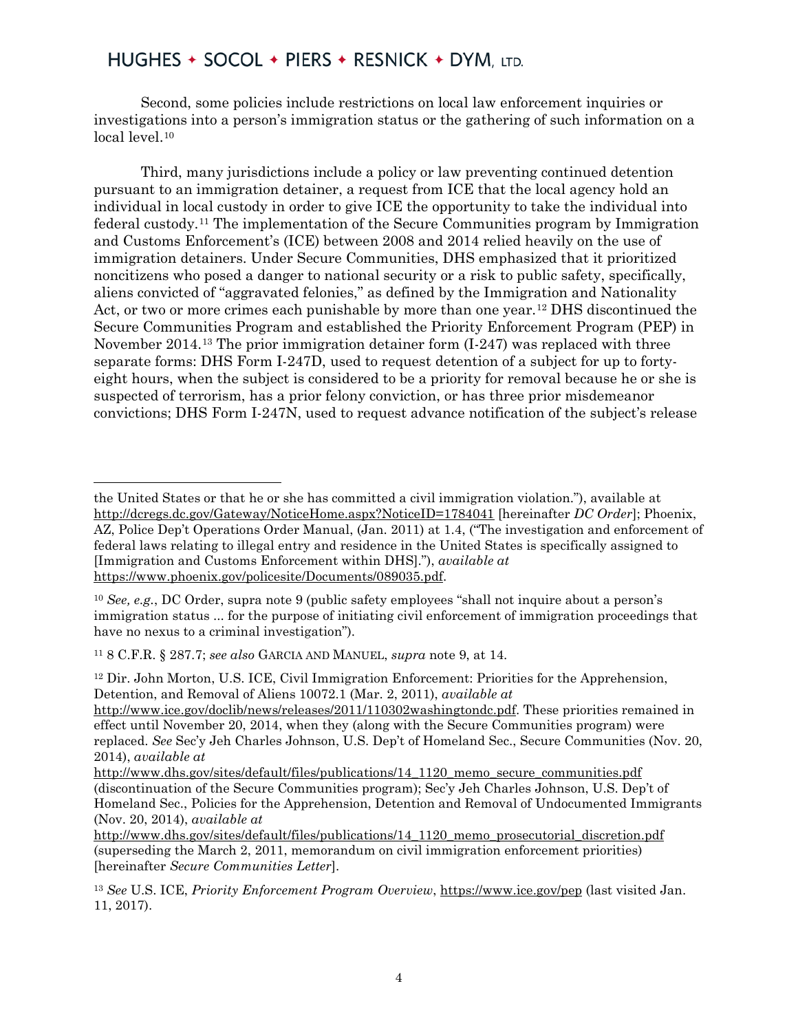Second, some policies include restrictions on local law enforcement inquiries or investigations into a person's immigration status or the gathering of such information on a local level.[10]

Third, many jurisdictions include a policy or law preventing continued detention pursuant to an immigration detainer, a request from ICE that the local agency hold an individual in local custody in order to give ICE the opportunity to take the individual into federal custody.[11] The implementation of the Secure Communities program by Immigration and Customs Enforcement's (ICE) between 2008 and 2014 relied heavily on the use of immigration detainers. Under Secure Communities, DHS emphasized that it prioritized noncitizens who posed a danger to national security or a risk to public safety, specifically, aliens convicted of "aggravated felonies," as defined by the Immigration and Nationality Act, or two or more crimes each punishable by more than one year.[12] DHS discontinued the Secure Communities Program and established the Priority Enforcement Program (PEP) in November 2014.[13] The prior immigration detainer form (I-247) was replaced with three separate forms: DHS Form I-247D, used to request detention of a subject for up to forty-eight hours, when the subject is considered to be a priority for removal because he or she is suspected of terrorism, has a prior felony conviction, or has three prior misdemeanor convictions; DHS Form I-247N, used to request advance notification of the subject's release

---

the United States or that he or she has committed a civil immigration violation."), available at http://dcregs.dc.gov/Gateway/NoticeHome.aspx?NoticeID=1784041 [hereinafter *DC Order*]; Phoenix, AZ, Police Dep't Operations Order Manual, (Jan. 2011) at 1.4, ("The investigation and enforcement of federal laws relating to illegal entry and residence in the United States is specifically assigned to [Immigration and Customs Enforcement within DHS]."), *available at* https://www.phoenix.gov/policesite/Documents/089035.pdf.

[10] *See, e.g.*, DC Order, supra note 9 (public safety employees "shall not inquire about a person's immigration status ... for the purpose of initiating civil enforcement of immigration proceedings that have no nexus to a criminal investigation").

[11] 8 C.F.R. § 287.7; *see also* GARCIA AND MANUEL, *supra* note 9, at 14.

[12] Dir. John Morton, U.S. ICE, Civil Immigration Enforcement: Priorities for the Apprehension, Detention, and Removal of Aliens 10072.1 (Mar. 2, 2011), *available at* http://www.ice.gov/doclib/news/releases/2011/110302washingtondc.pdf. These priorities remained in effect until November 20, 2014, when they (along with the Secure Communities program) were replaced. *See* Sec'y Jeh Charles Johnson, U.S. Dep't of Homeland Sec., Secure Communities (Nov. 20, 2014), *available at* http://www.dhs.gov/sites/default/files/publications/14_1120_memo_secure_communities.pdf (discontinuation of the Secure Communities program); Sec'y Jeh Charles Johnson, U.S. Dep't of Homeland Sec., Policies for the Apprehension, Detention and Removal of Undocumented Immigrants (Nov. 20, 2014), *available at* http://www.dhs.gov/sites/default/files/publications/14_1120_memo_prosecutorial_discretion.pdf (superseding the March 2, 2011, memorandum on civil immigration enforcement priorities) [hereinafter *Secure Communities Letter*].

[13] *See* U.S. ICE, *Priority Enforcement Program Overview*, https://www.ice.gov/pep (last visited Jan. 11, 2017).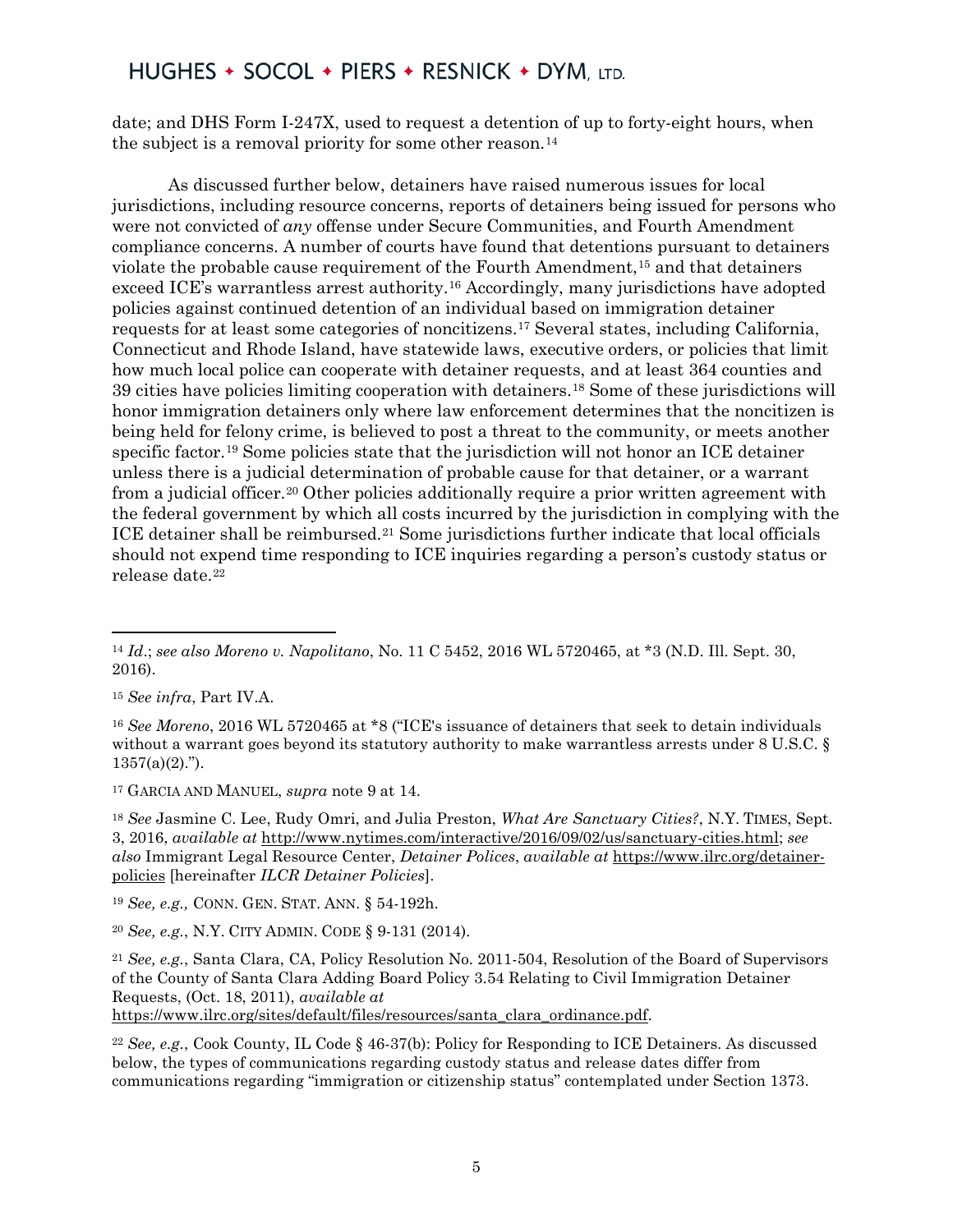date; and DHS Form I-247X, used to request a detention of up to forty-eight hours, when the subject is a removal priority for some other reason.[14]

As discussed further below, detainers have raised numerous issues for local jurisdictions, including resource concerns, reports of detainers being issued for persons who were not convicted of *any* offense under Secure Communities, and Fourth Amendment compliance concerns. A number of courts have found that detentions pursuant to detainers violate the probable cause requirement of the Fourth Amendment,[15] and that detainers exceed ICE's warrantless arrest authority.[16] Accordingly, many jurisdictions have adopted policies against continued detention of an individual based on immigration detainer requests for at least some categories of noncitizens.[17] Several states, including California, Connecticut and Rhode Island, have statewide laws, executive orders, or policies that limit how much local police can cooperate with detainer requests, and at least 364 counties and 39 cities have policies limiting cooperation with detainers.[18] Some of these jurisdictions will honor immigration detainers only where law enforcement determines that the noncitizen is being held for felony crime, is believed to post a threat to the community, or meets another specific factor.[19] Some policies state that the jurisdiction will not honor an ICE detainer unless there is a judicial determination of probable cause for that detainer, or a warrant from a judicial officer.[20] Other policies additionally require a prior written agreement with the federal government by which all costs incurred by the jurisdiction in complying with the ICE detainer shall be reimbursed.[21] Some jurisdictions further indicate that local officials should not expend time responding to ICE inquiries regarding a person's custody status or release date.[22]

---

[14] *Id*.; *see also Moreno v. Napolitano*, No. 11 C 5452, 2016 WL 5720465, at *3 (N.D. Ill. Sept. 30, 2016).

[15] *See infra*, Part IV.A.

[16] *See Moreno*, 2016 WL 5720465 at *8 ("ICE's issuance of detainers that seek to detain individuals without a warrant goes beyond its statutory authority to make warrantless arrests under 8 U.S.C. § 1357(a)(2).").

[17] GARCIA AND MANUEL, *supra* note 9 at 14.

[18] *See* Jasmine C. Lee, Rudy Omri, and Julia Preston, *What Are Sanctuary Cities?*, N.Y. TIMES, Sept. 3, 2016, *available at* http://www.nytimes.com/interactive/2016/09/02/us/sanctuary-cities.html; *see also* Immigrant Legal Resource Center, *Detainer Polices*, *available at* https://www.ilrc.org/detainer-policies [hereinafter *ILCR Detainer Policies*].

[19] *See, e.g.,* CONN. GEN. STAT. ANN. § 54-192h.

[20] *See, e.g.*, N.Y. CITY ADMIN. CODE § 9-131 (2014).

[21] *See, e.g.*, Santa Clara, CA, Policy Resolution No. 2011-504, Resolution of the Board of Supervisors of the County of Santa Clara Adding Board Policy 3.54 Relating to Civil Immigration Detainer Requests, (Oct. 18, 2011), *available at* https://www.ilrc.org/sites/default/files/resources/santa_clara_ordinance.pdf.

[22] *See, e.g.*, Cook County, IL Code § 46-37(b): Policy for Responding to ICE Detainers. As discussed below, the types of communications regarding custody status and release dates differ from communications regarding "immigration or citizenship status" contemplated under Section 1373.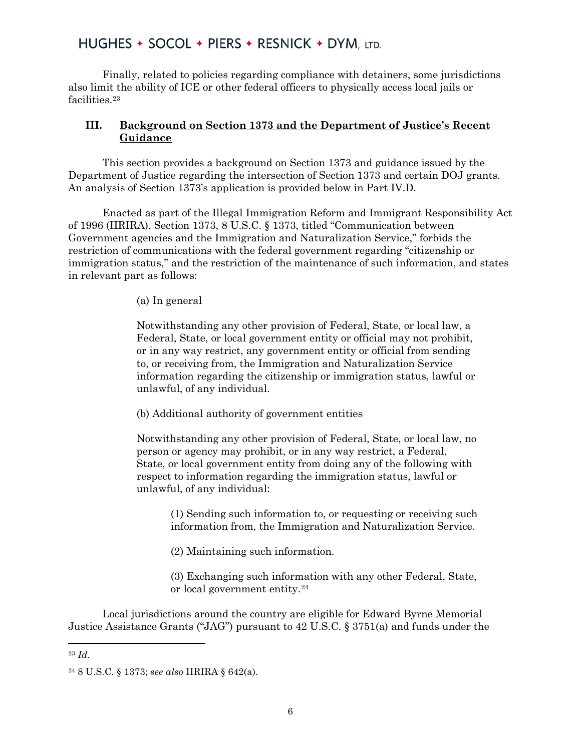Finally, related to policies regarding compliance with detainers, some jurisdictions also limit the ability of ICE or other federal officers to physically access local jails or facilities.[23]

## III. Background on Section 1373 and the Department of Justice's Recent Guidance

This section provides a background on Section 1373 and guidance issued by the Department of Justice regarding the intersection of Section 1373 and certain DOJ grants. An analysis of Section 1373's application is provided below in Part IV.D.

Enacted as part of the Illegal Immigration Reform and Immigrant Responsibility Act of 1996 (IIRIRA), Section 1373, 8 U.S.C. § 1373, titled "Communication between Government agencies and the Immigration and Naturalization Service," forbids the restriction of communications with the federal government regarding "citizenship or immigration status," and the restriction of the maintenance of such information, and states in relevant part as follows:

> (a) In general
>
> Notwithstanding any other provision of Federal, State, or local law, a Federal, State, or local government entity or official may not prohibit, or in any way restrict, any government entity or official from sending to, or receiving from, the Immigration and Naturalization Service information regarding the citizenship or immigration status, lawful or unlawful, of any individual.
>
> (b) Additional authority of government entities
>
> Notwithstanding any other provision of Federal, State, or local law, no person or agency may prohibit, or in any way restrict, a Federal, State, or local government entity from doing any of the following with respect to information regarding the immigration status, lawful or unlawful, of any individual:
>
> > (1) Sending such information to, or requesting or receiving such information from, the Immigration and Naturalization Service.
> >
> > (2) Maintaining such information.
> >
> > (3) Exchanging such information with any other Federal, State, or local government entity.[24]

Local jurisdictions around the country are eligible for Edward Byrne Memorial Justice Assistance Grants ("JAG") pursuant to 42 U.S.C. § 3751(a) and funds under the

---

[23] *Id*.

[24] 8 U.S.C. § 1373; *see also* IIRIRA § 642(a).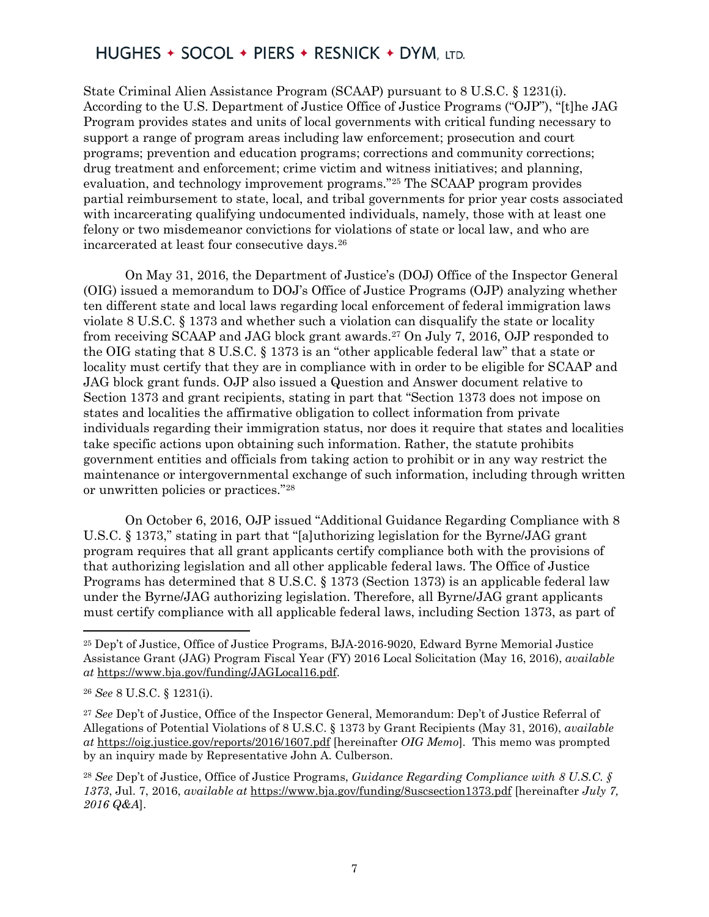State Criminal Alien Assistance Program (SCAAP) pursuant to 8 U.S.C. § 1231(i). According to the U.S. Department of Justice Office of Justice Programs ("OJP"), "[t]he JAG Program provides states and units of local governments with critical funding necessary to support a range of program areas including law enforcement; prosecution and court programs; prevention and education programs; corrections and community corrections; drug treatment and enforcement; crime victim and witness initiatives; and planning, evaluation, and technology improvement programs."[25] The SCAAP program provides partial reimbursement to state, local, and tribal governments for prior year costs associated with incarcerating qualifying undocumented individuals, namely, those with at least one felony or two misdemeanor convictions for violations of state or local law, and who are incarcerated at least four consecutive days.[26]

On May 31, 2016, the Department of Justice's (DOJ) Office of the Inspector General (OIG) issued a memorandum to DOJ's Office of Justice Programs (OJP) analyzing whether ten different state and local laws regarding local enforcement of federal immigration laws violate 8 U.S.C. § 1373 and whether such a violation can disqualify the state or locality from receiving SCAAP and JAG block grant awards.[27] On July 7, 2016, OJP responded to the OIG stating that 8 U.S.C. § 1373 is an "other applicable federal law" that a state or locality must certify that they are in compliance with in order to be eligible for SCAAP and JAG block grant funds. OJP also issued a Question and Answer document relative to Section 1373 and grant recipients, stating in part that "Section 1373 does not impose on states and localities the affirmative obligation to collect information from private individuals regarding their immigration status, nor does it require that states and localities take specific actions upon obtaining such information. Rather, the statute prohibits government entities and officials from taking action to prohibit or in any way restrict the maintenance or intergovernmental exchange of such information, including through written or unwritten policies or practices."[28]

On October 6, 2016, OJP issued "Additional Guidance Regarding Compliance with 8 U.S.C. § 1373," stating in part that "[a]uthorizing legislation for the Byrne/JAG grant program requires that all grant applicants certify compliance both with the provisions of that authorizing legislation and all other applicable federal laws. The Office of Justice Programs has determined that 8 U.S.C. § 1373 (Section 1373) is an applicable federal law under the Byrne/JAG authorizing legislation. Therefore, all Byrne/JAG grant applicants must certify compliance with all applicable federal laws, including Section 1373, as part of

---

[25] Dep't of Justice, Office of Justice Programs, BJA-2016-9020, Edward Byrne Memorial Justice Assistance Grant (JAG) Program Fiscal Year (FY) 2016 Local Solicitation (May 16, 2016), *available at* https://www.bja.gov/funding/JAGLocal16.pdf.

[26] *See* 8 U.S.C. § 1231(i).

[27] *See* Dep't of Justice, Office of the Inspector General, Memorandum: Dep't of Justice Referral of Allegations of Potential Violations of 8 U.S.C. § 1373 by Grant Recipients (May 31, 2016), *available at* https://oig.justice.gov/reports/2016/1607.pdf [hereinafter *OIG Memo*]. This memo was prompted by an inquiry made by Representative John A. Culberson.

[28] *See* Dep't of Justice, Office of Justice Programs, *Guidance Regarding Compliance with 8 U.S.C. § 1373*, Jul. 7, 2016, *available at* https://www.bja.gov/funding/8uscsection1373.pdf [hereinafter *July 7, 2016 Q&A*].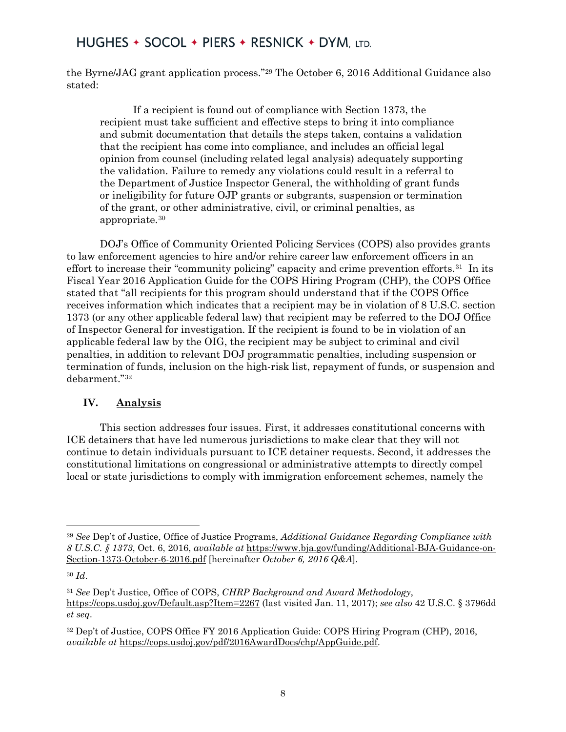the Byrne/JAG grant application process."[29] The October 6, 2016 Additional Guidance also stated:

> If a recipient is found out of compliance with Section 1373, the recipient must take sufficient and effective steps to bring it into compliance and submit documentation that details the steps taken, contains a validation that the recipient has come into compliance, and includes an official legal opinion from counsel (including related legal analysis) adequately supporting the validation. Failure to remedy any violations could result in a referral to the Department of Justice Inspector General, the withholding of grant funds or ineligibility for future OJP grants or subgrants, suspension or termination of the grant, or other administrative, civil, or criminal penalties, as appropriate.[30]

DOJ's Office of Community Oriented Policing Services (COPS) also provides grants to law enforcement agencies to hire and/or rehire career law enforcement officers in an effort to increase their "community policing" capacity and crime prevention efforts.[31] In its Fiscal Year 2016 Application Guide for the COPS Hiring Program (CHP), the COPS Office stated that "all recipients for this program should understand that if the COPS Office receives information which indicates that a recipient may be in violation of 8 U.S.C. section 1373 (or any other applicable federal law) that recipient may be referred to the DOJ Office of Inspector General for investigation. If the recipient is found to be in violation of an applicable federal law by the OIG, the recipient may be subject to criminal and civil penalties, in addition to relevant DOJ programmatic penalties, including suspension or termination of funds, inclusion on the high-risk list, repayment of funds, or suspension and debarment."[32]

## IV. <u>Analysis</u>

This section addresses four issues. First, it addresses constitutional concerns with ICE detainers that have led numerous jurisdictions to make clear that they will not continue to detain individuals pursuant to ICE detainer requests. Second, it addresses the constitutional limitations on congressional or administrative attempts to directly compel local or state jurisdictions to comply with immigration enforcement schemes, namely the

---

[29] *See* Dep't of Justice, Office of Justice Programs, *Additional Guidance Regarding Compliance with 8 U.S.C. § 1373*, Oct. 6, 2016, *available at* https://www.bja.gov/funding/Additional-BJA-Guidance-on-Section-1373-October-6-2016.pdf [hereinafter *October 6, 2016 Q&A*].

[30] *Id*.

[31] *See* Dep't Justice, Office of COPS, *CHRP Background and Award Methodology*, https://cops.usdoj.gov/Default.asp?Item=2267 (last visited Jan. 11, 2017); *see also* 42 U.S.C. § 3796dd *et seq*.

[32] Dep't of Justice, COPS Office FY 2016 Application Guide: COPS Hiring Program (CHP), 2016, *available at* https://cops.usdoj.gov/pdf/2016AwardDocs/chp/AppGuide.pdf.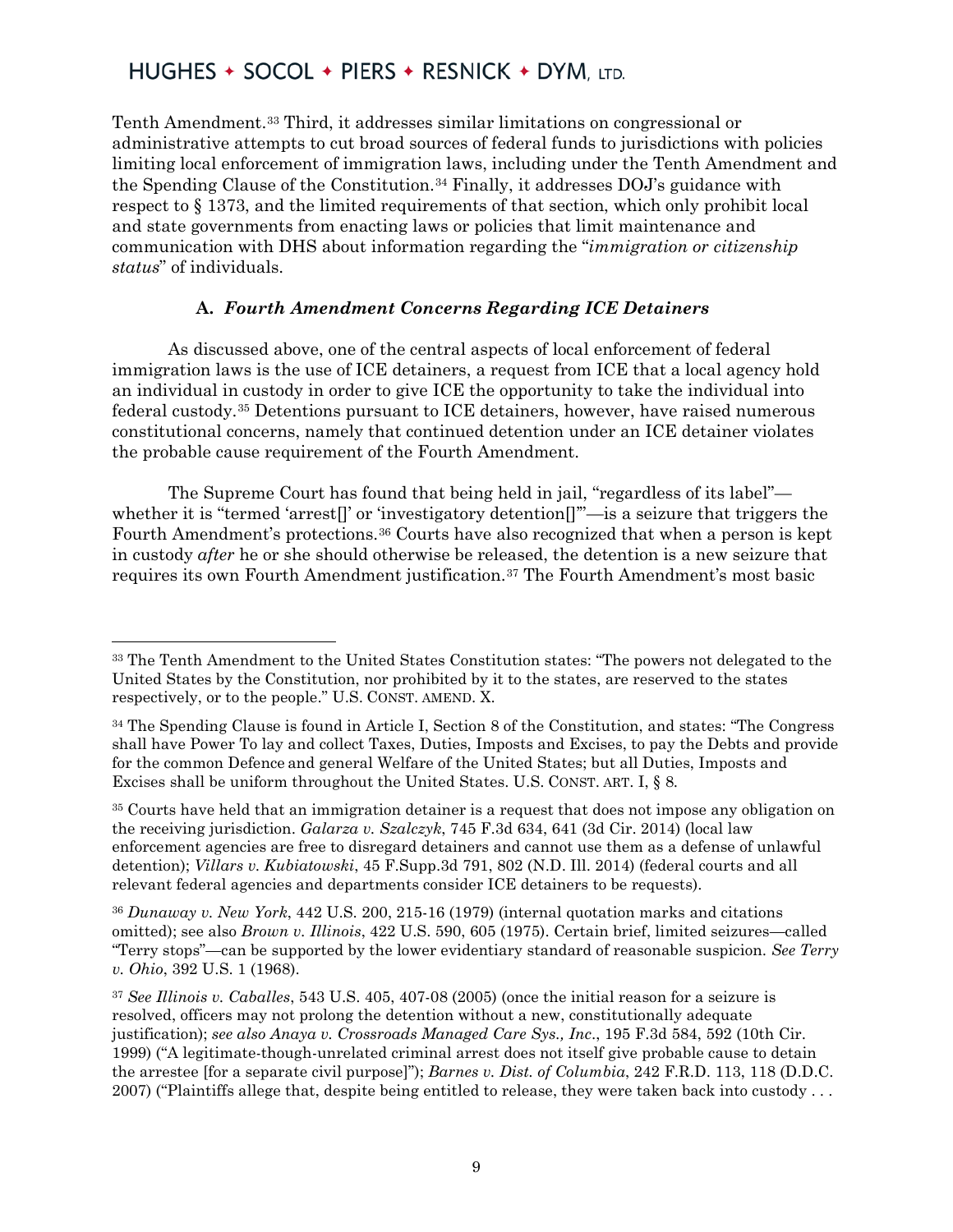Tenth Amendment.[33] Third, it addresses similar limitations on congressional or administrative attempts to cut broad sources of federal funds to jurisdictions with policies limiting local enforcement of immigration laws, including under the Tenth Amendment and the Spending Clause of the Constitution.[34] Finally, it addresses DOJ's guidance with respect to § 1373, and the limited requirements of that section, which only prohibit local and state governments from enacting laws or policies that limit maintenance and communication with DHS about information regarding the "*immigration or citizenship status*" of individuals.

### A. *Fourth Amendment Concerns Regarding ICE Detainers*

As discussed above, one of the central aspects of local enforcement of federal immigration laws is the use of ICE detainers, a request from ICE that a local agency hold an individual in custody in order to give ICE the opportunity to take the individual into federal custody.[35] Detentions pursuant to ICE detainers, however, have raised numerous constitutional concerns, namely that continued detention under an ICE detainer violates the probable cause requirement of the Fourth Amendment.

The Supreme Court has found that being held in jail, "regardless of its label"—whether it is "termed 'arrest[]' or 'investigatory detention[]'"—is a seizure that triggers the Fourth Amendment's protections.[36] Courts have also recognized that when a person is kept in custody *after* he or she should otherwise be released, the detention is a new seizure that requires its own Fourth Amendment justification.[37] The Fourth Amendment's most basic

---

[33] The Tenth Amendment to the United States Constitution states: "The powers not delegated to the United States by the Constitution, nor prohibited by it to the states, are reserved to the states respectively, or to the people." U.S. CONST. AMEND. X.

[34] The Spending Clause is found in Article I, Section 8 of the Constitution, and states: "The Congress shall have Power To lay and collect Taxes, Duties, Imposts and Excises, to pay the Debts and provide for the common Defence and general Welfare of the United States; but all Duties, Imposts and Excises shall be uniform throughout the United States. U.S. CONST. ART. I, § 8.

[35] Courts have held that an immigration detainer is a request that does not impose any obligation on the receiving jurisdiction. *Galarza v. Szalczyk*, 745 F.3d 634, 641 (3d Cir. 2014) (local law enforcement agencies are free to disregard detainers and cannot use them as a defense of unlawful detention); *Villars v. Kubiatowski*, 45 F.Supp.3d 791, 802 (N.D. Ill. 2014) (federal courts and all relevant federal agencies and departments consider ICE detainers to be requests).

[36] *Dunaway v. New York*, 442 U.S. 200, 215-16 (1979) (internal quotation marks and citations omitted); see also *Brown v. Illinois*, 422 U.S. 590, 605 (1975). Certain brief, limited seizures—called "Terry stops"—can be supported by the lower evidentiary standard of reasonable suspicion. *See Terry v. Ohio*, 392 U.S. 1 (1968).

[37] *See Illinois v. Caballes*, 543 U.S. 405, 407-08 (2005) (once the initial reason for a seizure is resolved, officers may not prolong the detention without a new, constitutionally adequate justification); *see also Anaya v. Crossroads Managed Care Sys., Inc*., 195 F.3d 584, 592 (10th Cir. 1999) ("A legitimate-though-unrelated criminal arrest does not itself give probable cause to detain the arrestee [for a separate civil purpose]"); *Barnes v. Dist. of Columbia*, 242 F.R.D. 113, 118 (D.D.C. 2007) ("Plaintiffs allege that, despite being entitled to release, they were taken back into custody . . .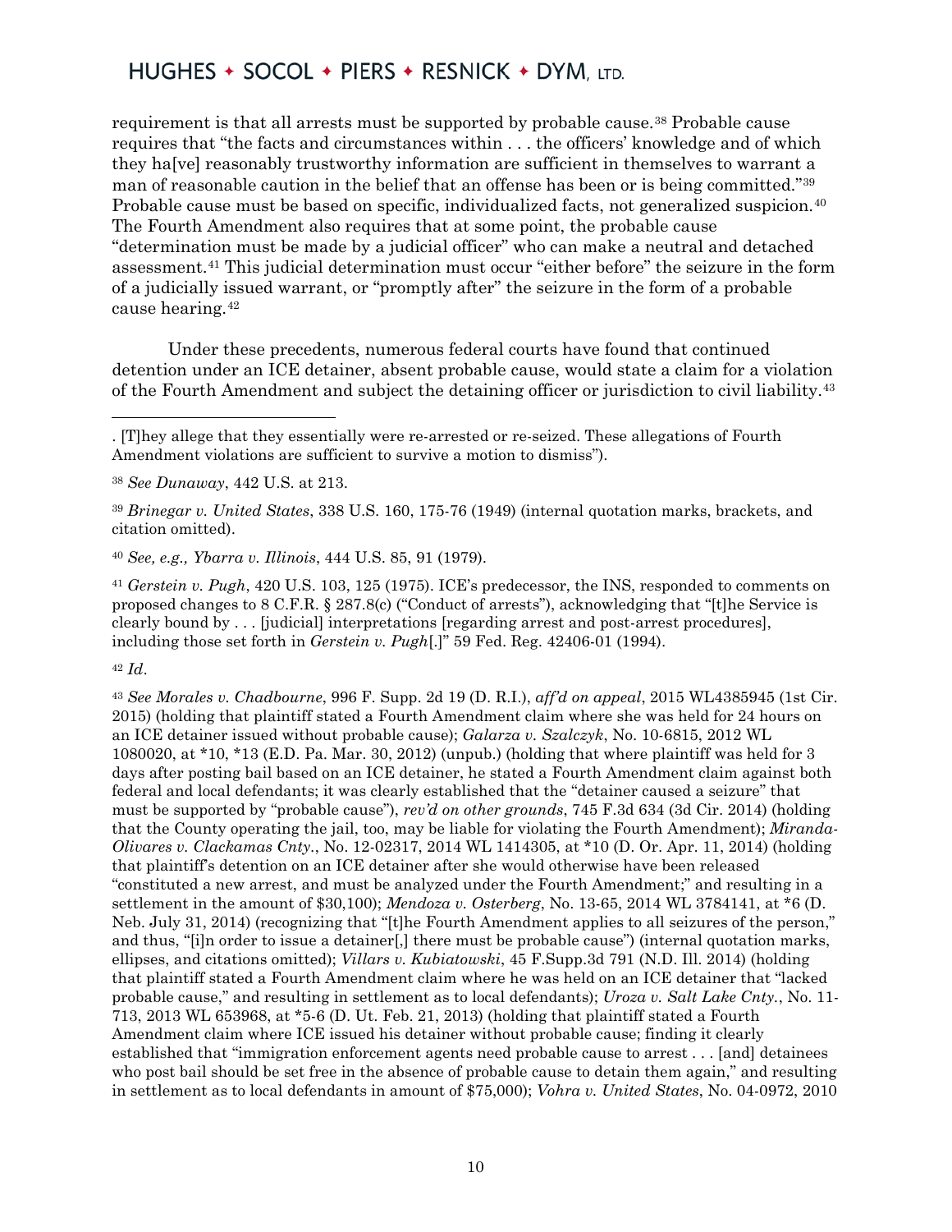requirement is that all arrests must be supported by probable cause.[38] Probable cause requires that "the facts and circumstances within . . . the officers' knowledge and of which they ha[ve] reasonably trustworthy information are sufficient in themselves to warrant a man of reasonable caution in the belief that an offense has been or is being committed."[39] Probable cause must be based on specific, individualized facts, not generalized suspicion.[40] The Fourth Amendment also requires that at some point, the probable cause "determination must be made by a judicial officer" who can make a neutral and detached assessment.[41] This judicial determination must occur "either before" the seizure in the form of a judicially issued warrant, or "promptly after" the seizure in the form of a probable cause hearing.[42]

Under these precedents, numerous federal courts have found that continued detention under an ICE detainer, absent probable cause, would state a claim for a violation of the Fourth Amendment and subject the detaining officer or jurisdiction to civil liability.[43]

---

. [T]hey allege that they essentially were re-arrested or re-seized. These allegations of Fourth Amendment violations are sufficient to survive a motion to dismiss").

[38] *See Dunaway*, 442 U.S. at 213.

[39] *Brinegar v. United States*, 338 U.S. 160, 175-76 (1949) (internal quotation marks, brackets, and citation omitted).

[40] *See, e.g., Ybarra v. Illinois*, 444 U.S. 85, 91 (1979).

[41] *Gerstein v. Pugh*, 420 U.S. 103, 125 (1975). ICE's predecessor, the INS, responded to comments on proposed changes to 8 C.F.R. § 287.8(c) ("Conduct of arrests"), acknowledging that "[t]he Service is clearly bound by . . . [judicial] interpretations [regarding arrest and post-arrest procedures], including those set forth in *Gerstein v. Pugh*[.]" 59 Fed. Reg. 42406-01 (1994).

[42] *Id*.

[43] *See Morales v. Chadbourne*, 996 F. Supp. 2d 19 (D. R.I.), *aff'd on appeal*, 2015 WL4385945 (1st Cir. 2015) (holding that plaintiff stated a Fourth Amendment claim where she was held for 24 hours on an ICE detainer issued without probable cause); *Galarza v. Szalczyk*, No. 10-6815, 2012 WL 1080020, at *10, *13 (E.D. Pa. Mar. 30, 2012) (unpub.) (holding that where plaintiff was held for 3 days after posting bail based on an ICE detainer, he stated a Fourth Amendment claim against both federal and local defendants; it was clearly established that the "detainer caused a seizure" that must be supported by "probable cause"), *rev'd on other grounds*, 745 F.3d 634 (3d Cir. 2014) (holding that the County operating the jail, too, may be liable for violating the Fourth Amendment); *Miranda-Olivares v. Clackamas Cnty.*, No. 12-02317, 2014 WL 1414305, at *10 (D. Or. Apr. 11, 2014) (holding that plaintiff's detention on an ICE detainer after she would otherwise have been released "constituted a new arrest, and must be analyzed under the Fourth Amendment;" and resulting in a settlement in the amount of $30,100); *Mendoza v. Osterberg*, No. 13-65, 2014 WL 3784141, at *6 (D. Neb. July 31, 2014) (recognizing that "[t]he Fourth Amendment applies to all seizures of the person," and thus, "[i]n order to issue a detainer[,] there must be probable cause") (internal quotation marks, ellipses, and citations omitted); *Villars v. Kubiatowski*, 45 F.Supp.3d 791 (N.D. Ill. 2014) (holding that plaintiff stated a Fourth Amendment claim where he was held on an ICE detainer that "lacked probable cause," and resulting in settlement as to local defendants); *Uroza v. Salt Lake Cnty.*, No. 11-713, 2013 WL 653968, at *5-6 (D. Ut. Feb. 21, 2013) (holding that plaintiff stated a Fourth Amendment claim where ICE issued his detainer without probable cause; finding it clearly established that "immigration enforcement agents need probable cause to arrest . . . [and] detainees who post bail should be set free in the absence of probable cause to detain them again," and resulting in settlement as to local defendants in amount of $75,000); *Vohra v. United States*, No. 04-0972, 2010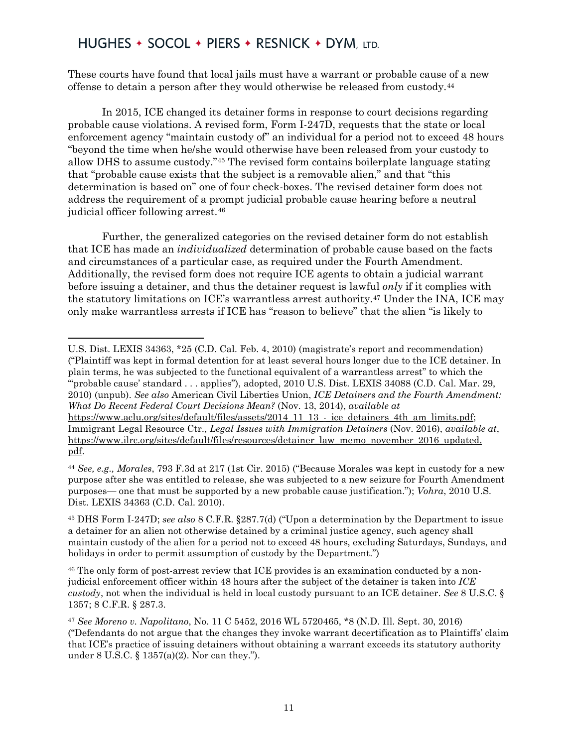These courts have found that local jails must have a warrant or probable cause of a new offense to detain a person after they would otherwise be released from custody.[44]

In 2015, ICE changed its detainer forms in response to court decisions regarding probable cause violations. A revised form, Form I-247D, requests that the state or local enforcement agency "maintain custody of" an individual for a period not to exceed 48 hours "beyond the time when he/she would otherwise have been released from your custody to allow DHS to assume custody."[45] The revised form contains boilerplate language stating that "probable cause exists that the subject is a removable alien," and that "this determination is based on" one of four check-boxes. The revised detainer form does not address the requirement of a prompt judicial probable cause hearing before a neutral judicial officer following arrest.[46]

Further, the generalized categories on the revised detainer form do not establish that ICE has made an *individualized* determination of probable cause based on the facts and circumstances of a particular case, as required under the Fourth Amendment. Additionally, the revised form does not require ICE agents to obtain a judicial warrant before issuing a detainer, and thus the detainer request is lawful *only* if it complies with the statutory limitations on ICE's warrantless arrest authority.[47] Under the INA, ICE may only make warrantless arrests if ICE has "reason to believe" that the alien "is likely to

---

U.S. Dist. LEXIS 34363, *25 (C.D. Cal. Feb. 4, 2010) (magistrate's report and recommendation) ("Plaintiff was kept in formal detention for at least several hours longer due to the ICE detainer. In plain terms, he was subjected to the functional equivalent of a warrantless arrest" to which the "'probable cause' standard . . . applies"), adopted, 2010 U.S. Dist. LEXIS 34088 (C.D. Cal. Mar. 29, 2010) (unpub). *See also* American Civil Liberties Union, *ICE Detainers and the Fourth Amendment: What Do Recent Federal Court Decisions Mean?* (Nov. 13, 2014), *available at* https://www.aclu.org/sites/default/files/assets/2014_11_13_-_ice_detainers_4th_am_limits.pdf; Immigrant Legal Resource Ctr., *Legal Issues with Immigration Detainers* (Nov. 2016), *available at*, https://www.ilrc.org/sites/default/files/resources/detainer_law_memo_november_2016_updated.pdf.

[44] *See, e.g., Morales*, 793 F.3d at 217 (1st Cir. 2015) ("Because Morales was kept in custody for a new purpose after she was entitled to release, she was subjected to a new seizure for Fourth Amendment purposes— one that must be supported by a new probable cause justification."); *Vohra*, 2010 U.S. Dist. LEXIS 34363 (C.D. Cal. 2010).

[45] DHS Form I-247D; *see also* 8 C.F.R. §287.7(d) ("Upon a determination by the Department to issue a detainer for an alien not otherwise detained by a criminal justice agency, such agency shall maintain custody of the alien for a period not to exceed 48 hours, excluding Saturdays, Sundays, and holidays in order to permit assumption of custody by the Department.")

[46] The only form of post-arrest review that ICE provides is an examination conducted by a non-judicial enforcement officer within 48 hours after the subject of the detainer is taken into *ICE custody*, not when the individual is held in local custody pursuant to an ICE detainer. *See* 8 U.S.C. § 1357; 8 C.F.R. § 287.3.

[47] *See Moreno v. Napolitano*, No. 11 C 5452, 2016 WL 5720465, *8 (N.D. Ill. Sept. 30, 2016) ("Defendants do not argue that the changes they invoke warrant decertification as to Plaintiffs' claim that ICE's practice of issuing detainers without obtaining a warrant exceeds its statutory authority under 8 U.S.C. § 1357(a)(2). Nor can they.").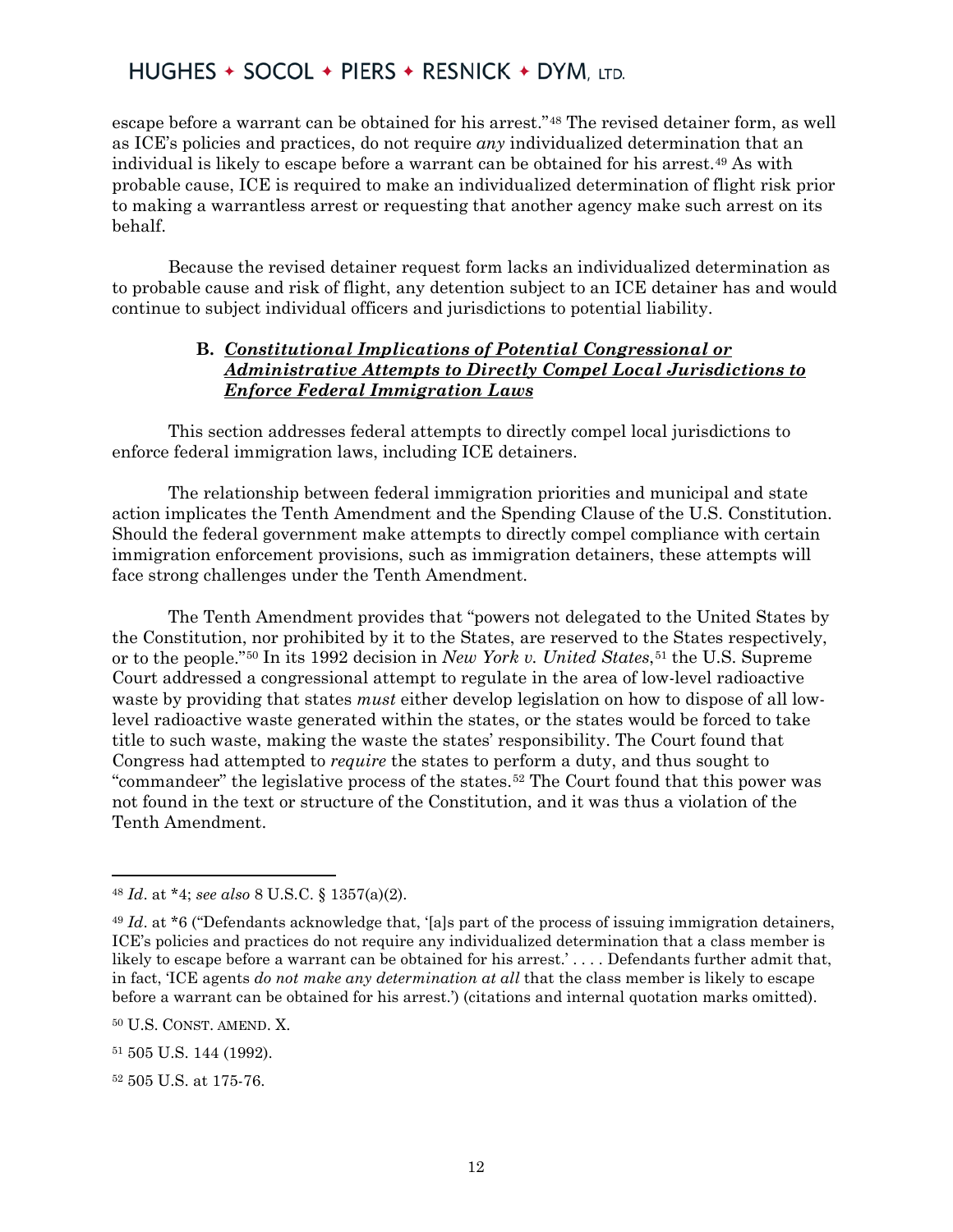escape before a warrant can be obtained for his arrest."[48] The revised detainer form, as well as ICE's policies and practices, do not require *any* individualized determination that an individual is likely to escape before a warrant can be obtained for his arrest.[49] As with probable cause, ICE is required to make an individualized determination of flight risk prior to making a warrantless arrest or requesting that another agency make such arrest on its behalf.

Because the revised detainer request form lacks an individualized determination as to probable cause and risk of flight, any detention subject to an ICE detainer has and would continue to subject individual officers and jurisdictions to potential liability.

### B. *Constitutional Implications of Potential Congressional or Administrative Attempts to Directly Compel Local Jurisdictions to Enforce Federal Immigration Laws*

This section addresses federal attempts to directly compel local jurisdictions to enforce federal immigration laws, including ICE detainers.

The relationship between federal immigration priorities and municipal and state action implicates the Tenth Amendment and the Spending Clause of the U.S. Constitution. Should the federal government make attempts to directly compel compliance with certain immigration enforcement provisions, such as immigration detainers, these attempts will face strong challenges under the Tenth Amendment.

The Tenth Amendment provides that "powers not delegated to the United States by the Constitution, nor prohibited by it to the States, are reserved to the States respectively, or to the people."[50] In its 1992 decision in *New York v. United States*,[51] the U.S. Supreme Court addressed a congressional attempt to regulate in the area of low-level radioactive waste by providing that states *must* either develop legislation on how to dispose of all low-level radioactive waste generated within the states, or the states would be forced to take title to such waste, making the waste the states' responsibility. The Court found that Congress had attempted to *require* the states to perform a duty, and thus sought to "commandeer" the legislative process of the states.[52] The Court found that this power was not found in the text or structure of the Constitution, and it was thus a violation of the Tenth Amendment.

---

[48] *Id*. at \*4; *see also* 8 U.S.C. § 1357(a)(2).

[49] *Id*. at \*6 ("Defendants acknowledge that, '[a]s part of the process of issuing immigration detainers, ICE's policies and practices do not require any individualized determination that a class member is likely to escape before a warrant can be obtained for his arrest.' . . . . Defendants further admit that, in fact, 'ICE agents *do not make any determination at all* that the class member is likely to escape before a warrant can be obtained for his arrest.') (citations and internal quotation marks omitted).

[50] U.S. CONST. AMEND. X.

[51] 505 U.S. 144 (1992).

[52] 505 U.S. at 175-76.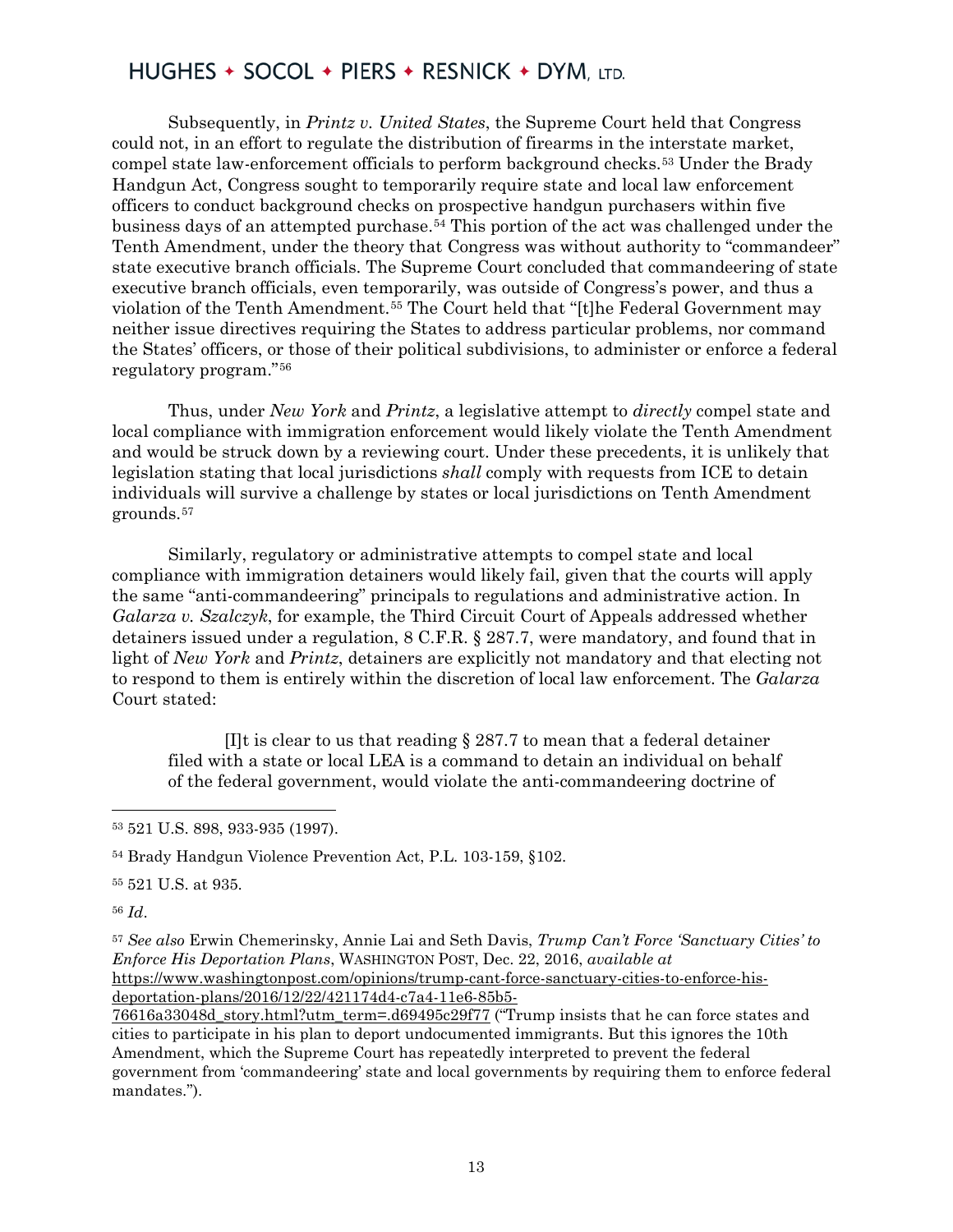Subsequently, in *Printz v. United States*, the Supreme Court held that Congress could not, in an effort to regulate the distribution of firearms in the interstate market, compel state law-enforcement officials to perform background checks.[53] Under the Brady Handgun Act, Congress sought to temporarily require state and local law enforcement officers to conduct background checks on prospective handgun purchasers within five business days of an attempted purchase.[54] This portion of the act was challenged under the Tenth Amendment, under the theory that Congress was without authority to "commandeer" state executive branch officials. The Supreme Court concluded that commandeering of state executive branch officials, even temporarily, was outside of Congress's power, and thus a violation of the Tenth Amendment.[55] The Court held that "[t]he Federal Government may neither issue directives requiring the States to address particular problems, nor command the States' officers, or those of their political subdivisions, to administer or enforce a federal regulatory program."[56]

Thus, under *New York* and *Printz*, a legislative attempt to *directly* compel state and local compliance with immigration enforcement would likely violate the Tenth Amendment and would be struck down by a reviewing court. Under these precedents, it is unlikely that legislation stating that local jurisdictions *shall* comply with requests from ICE to detain individuals will survive a challenge by states or local jurisdictions on Tenth Amendment grounds.[57]

Similarly, regulatory or administrative attempts to compel state and local compliance with immigration detainers would likely fail, given that the courts will apply the same "anti-commandeering" principals to regulations and administrative action. In *Galarza v. Szalczyk*, for example, the Third Circuit Court of Appeals addressed whether detainers issued under a regulation, 8 C.F.R. § 287.7, were mandatory, and found that in light of *New York* and *Printz*, detainers are explicitly not mandatory and that electing not to respond to them is entirely within the discretion of local law enforcement. The *Galarza* Court stated:

> [I]t is clear to us that reading § 287.7 to mean that a federal detainer filed with a state or local LEA is a command to detain an individual on behalf of the federal government, would violate the anti-commandeering doctrine of

---

[53] 521 U.S. 898, 933-935 (1997).

[54] Brady Handgun Violence Prevention Act, P.L. 103-159, §102.

[55] 521 U.S. at 935.

[56] *Id*.

[57] *See also* Erwin Chemerinsky, Annie Lai and Seth Davis, *Trump Can't Force 'Sanctuary Cities' to Enforce His Deportation Plans*, WASHINGTON POST, Dec. 22, 2016, *available at* https://www.washingtonpost.com/opinions/trump-cant-force-sanctuary-cities-to-enforce-his-deportation-plans/2016/12/22/421174d4-c7a4-11e6-85b5-76616a33048d_story.html?utm_term=.d69495c29f77 ("Trump insists that he can force states and cities to participate in his plan to deport undocumented immigrants. But this ignores the 10th Amendment, which the Supreme Court has repeatedly interpreted to prevent the federal government from 'commandeering' state and local governments by requiring them to enforce federal mandates.").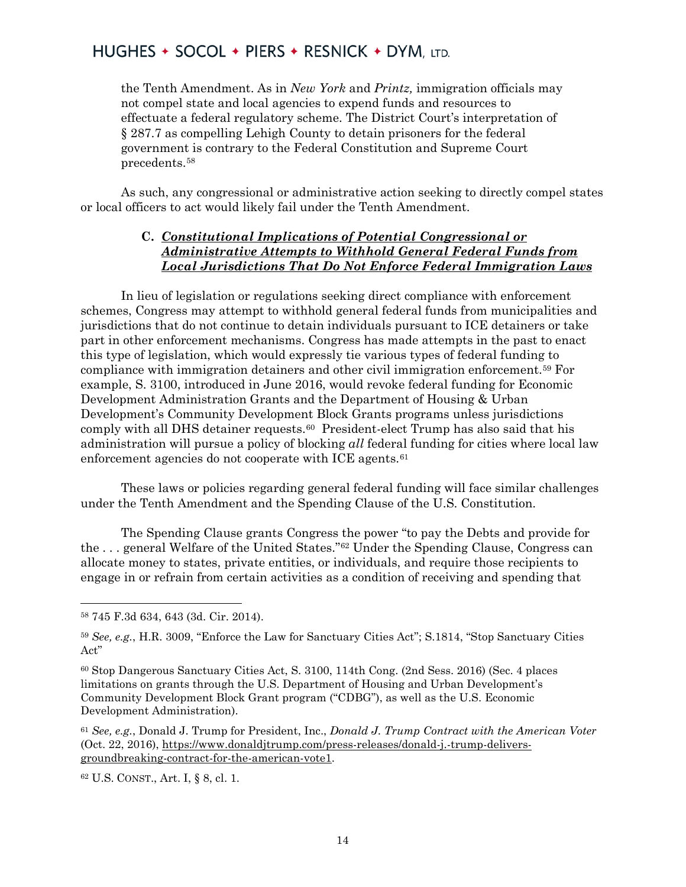> the Tenth Amendment. As in *New York* and *Printz,* immigration officials may not compel state and local agencies to expend funds and resources to effectuate a federal regulatory scheme. The District Court's interpretation of § 287.7 as compelling Lehigh County to detain prisoners for the federal government is contrary to the Federal Constitution and Supreme Court precedents.[58]

As such, any congressional or administrative action seeking to directly compel states or local officers to act would likely fail under the Tenth Amendment.

### C. ***Constitutional Implications of Potential Congressional or Administrative Attempts to Withhold General Federal Funds from Local Jurisdictions That Do Not Enforce Federal Immigration Laws***

In lieu of legislation or regulations seeking direct compliance with enforcement schemes, Congress may attempt to withhold general federal funds from municipalities and jurisdictions that do not continue to detain individuals pursuant to ICE detainers or take part in other enforcement mechanisms. Congress has made attempts in the past to enact this type of legislation, which would expressly tie various types of federal funding to compliance with immigration detainers and other civil immigration enforcement.[59] For example, S. 3100, introduced in June 2016, would revoke federal funding for Economic Development Administration Grants and the Department of Housing & Urban Development's Community Development Block Grants programs unless jurisdictions comply with all DHS detainer requests.[60] President-elect Trump has also said that his administration will pursue a policy of blocking *all* federal funding for cities where local law enforcement agencies do not cooperate with ICE agents.[61]

These laws or policies regarding general federal funding will face similar challenges under the Tenth Amendment and the Spending Clause of the U.S. Constitution.

The Spending Clause grants Congress the power "to pay the Debts and provide for the . . . general Welfare of the United States."[62] Under the Spending Clause, Congress can allocate money to states, private entities, or individuals, and require those recipients to engage in or refrain from certain activities as a condition of receiving and spending that

---

[58] 745 F.3d 634, 643 (3d. Cir. 2014).

[59] *See, e.g.*, H.R. 3009, "Enforce the Law for Sanctuary Cities Act"; S.1814, "Stop Sanctuary Cities Act"

[60] Stop Dangerous Sanctuary Cities Act, S. 3100, 114th Cong. (2nd Sess. 2016) (Sec. 4 places limitations on grants through the U.S. Department of Housing and Urban Development's Community Development Block Grant program ("CDBG"), as well as the U.S. Economic Development Administration).

[61] *See, e.g.*, Donald J. Trump for President, Inc., *Donald J. Trump Contract with the American Voter* (Oct. 22, 2016), https://www.donaldjtrump.com/press-releases/donald-j.-trump-delivers-groundbreaking-contract-for-the-american-vote1.

[62] U.S. CONST., Art. I, § 8, cl. 1.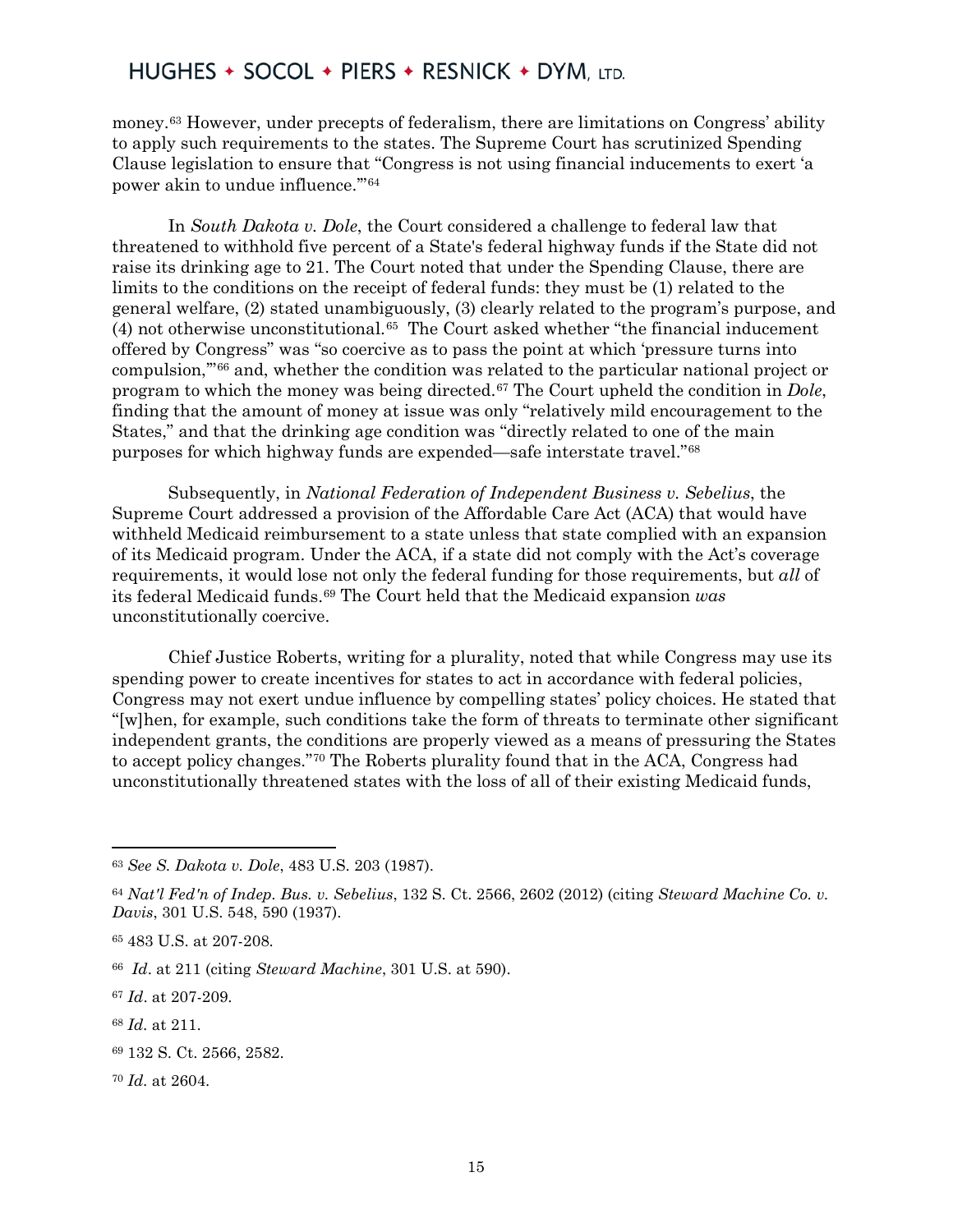money.[63] However, under precepts of federalism, there are limitations on Congress' ability to apply such requirements to the states. The Supreme Court has scrutinized Spending Clause legislation to ensure that "Congress is not using financial inducements to exert 'a power akin to undue influence.'"[64]

In *South Dakota v. Dole*, the Court considered a challenge to federal law that threatened to withhold five percent of a State's federal highway funds if the State did not raise its drinking age to 21. The Court noted that under the Spending Clause, there are limits to the conditions on the receipt of federal funds: they must be (1) related to the general welfare, (2) stated unambiguously, (3) clearly related to the program's purpose, and (4) not otherwise unconstitutional.[65] The Court asked whether "the financial inducement offered by Congress" was "so coercive as to pass the point at which 'pressure turns into compulsion,'"[66] and, whether the condition was related to the particular national project or program to which the money was being directed.[67] The Court upheld the condition in *Dole*, finding that the amount of money at issue was only "relatively mild encouragement to the States," and that the drinking age condition was "directly related to one of the main purposes for which highway funds are expended—safe interstate travel."[68]

Subsequently, in *National Federation of Independent Business v. Sebelius*, the Supreme Court addressed a provision of the Affordable Care Act (ACA) that would have withheld Medicaid reimbursement to a state unless that state complied with an expansion of its Medicaid program. Under the ACA, if a state did not comply with the Act's coverage requirements, it would lose not only the federal funding for those requirements, but *all* of its federal Medicaid funds.[69] The Court held that the Medicaid expansion *was* unconstitutionally coercive.

Chief Justice Roberts, writing for a plurality, noted that while Congress may use its spending power to create incentives for states to act in accordance with federal policies, Congress may not exert undue influence by compelling states' policy choices. He stated that "[w]hen, for example, such conditions take the form of threats to terminate other significant independent grants, the conditions are properly viewed as a means of pressuring the States to accept policy changes."[70] The Roberts plurality found that in the ACA, Congress had unconstitutionally threatened states with the loss of all of their existing Medicaid funds,

---

[63] *See S. Dakota v. Dole*, 483 U.S. 203 (1987).

[64] *Nat'l Fed'n of Indep. Bus. v. Sebelius*, 132 S. Ct. 2566, 2602 (2012) (citing *Steward Machine Co. v. Davis*, 301 U.S. 548, 590 (1937).

[65] 483 U.S. at 207-208.

[66] *Id*. at 211 (citing *Steward Machine*, 301 U.S. at 590).

[67] *Id*. at 207-209.

[68] *Id*. at 211.

[69] 132 S. Ct. 2566, 2582.

[70] *Id*. at 2604.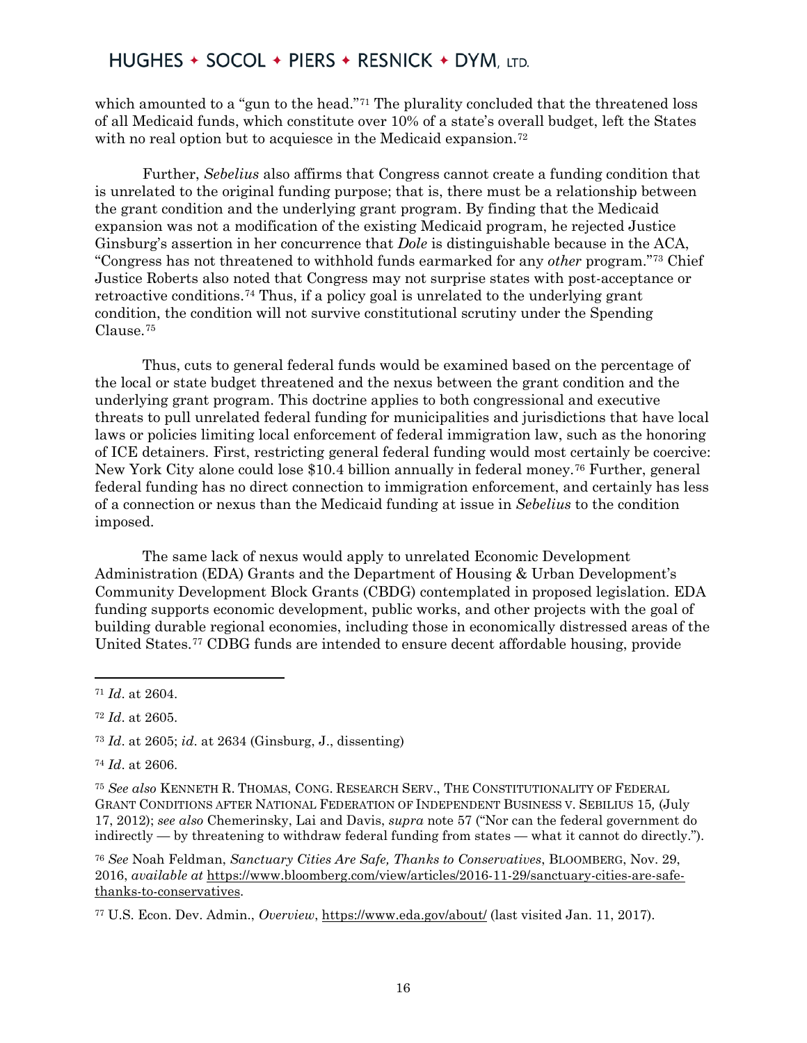which amounted to a "gun to the head."[71] The plurality concluded that the threatened loss of all Medicaid funds, which constitute over 10% of a state's overall budget, left the States with no real option but to acquiesce in the Medicaid expansion.[72]

Further, *Sebelius* also affirms that Congress cannot create a funding condition that is unrelated to the original funding purpose; that is, there must be a relationship between the grant condition and the underlying grant program. By finding that the Medicaid expansion was not a modification of the existing Medicaid program, he rejected Justice Ginsburg's assertion in her concurrence that *Dole* is distinguishable because in the ACA, "Congress has not threatened to withhold funds earmarked for any *other* program."[73] Chief Justice Roberts also noted that Congress may not surprise states with post-acceptance or retroactive conditions.[74] Thus, if a policy goal is unrelated to the underlying grant condition, the condition will not survive constitutional scrutiny under the Spending Clause.[75]

Thus, cuts to general federal funds would be examined based on the percentage of the local or state budget threatened and the nexus between the grant condition and the underlying grant program. This doctrine applies to both congressional and executive threats to pull unrelated federal funding for municipalities and jurisdictions that have local laws or policies limiting local enforcement of federal immigration law, such as the honoring of ICE detainers. First, restricting general federal funding would most certainly be coercive: New York City alone could lose $10.4 billion annually in federal money.[76] Further, general federal funding has no direct connection to immigration enforcement, and certainly has less of a connection or nexus than the Medicaid funding at issue in *Sebelius* to the condition imposed.

The same lack of nexus would apply to unrelated Economic Development Administration (EDA) Grants and the Department of Housing & Urban Development's Community Development Block Grants (CBDG) contemplated in proposed legislation. EDA funding supports economic development, public works, and other projects with the goal of building durable regional economies, including those in economically distressed areas of the United States.[77] CDBG funds are intended to ensure decent affordable housing, provide

---

[71] *Id*. at 2604.

[72] *Id*. at 2605.

[73] *Id*. at 2605; *id*. at 2634 (Ginsburg, J., dissenting)

[74] *Id*. at 2606.

[75] *See also* KENNETH R. THOMAS, CONG. RESEARCH SERV., THE CONSTITUTIONALITY OF FEDERAL GRANT CONDITIONS AFTER NATIONAL FEDERATION OF INDEPENDENT BUSINESS V. SEBILIUS 15, (July 17, 2012); *see also* Chemerinsky, Lai and Davis, *supra* note 57 ("Nor can the federal government do indirectly — by threatening to withdraw federal funding from states — what it cannot do directly.").

[76] *See* Noah Feldman, *Sanctuary Cities Are Safe, Thanks to Conservatives*, BLOOMBERG, Nov. 29, 2016, *available at* https://www.bloomberg.com/view/articles/2016-11-29/sanctuary-cities-are-safe-thanks-to-conservatives.

[77] U.S. Econ. Dev. Admin., *Overview*, https://www.eda.gov/about/ (last visited Jan. 11, 2017).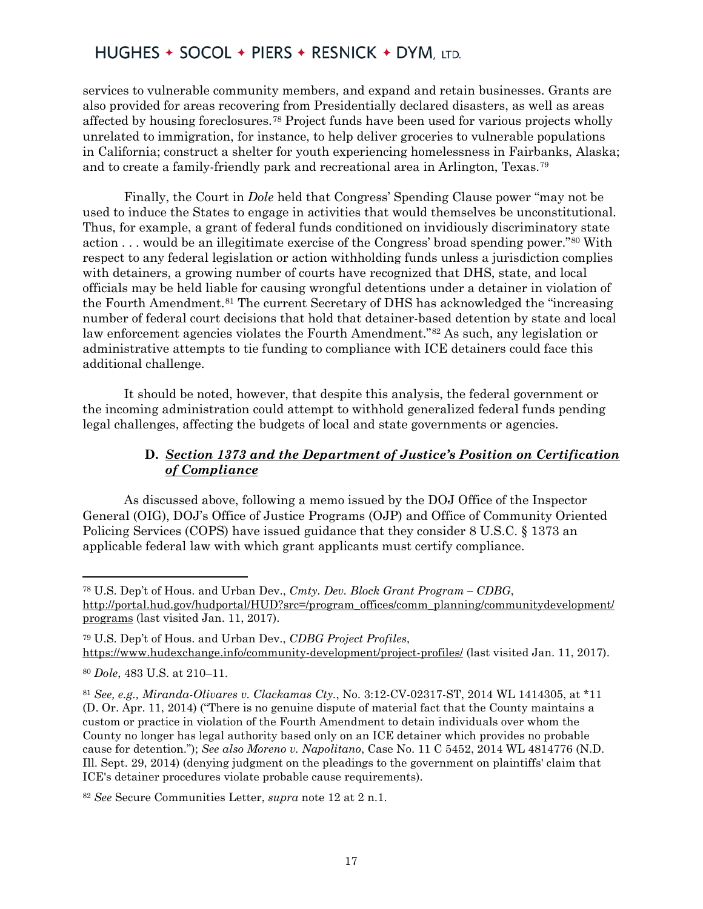services to vulnerable community members, and expand and retain businesses. Grants are also provided for areas recovering from Presidentially declared disasters, as well as areas affected by housing foreclosures.[78] Project funds have been used for various projects wholly unrelated to immigration, for instance, to help deliver groceries to vulnerable populations in California; construct a shelter for youth experiencing homelessness in Fairbanks, Alaska; and to create a family-friendly park and recreational area in Arlington, Texas.[79]

Finally, the Court in *Dole* held that Congress' Spending Clause power "may not be used to induce the States to engage in activities that would themselves be unconstitutional. Thus, for example, a grant of federal funds conditioned on invidiously discriminatory state action . . . would be an illegitimate exercise of the Congress' broad spending power."[80] With respect to any federal legislation or action withholding funds unless a jurisdiction complies with detainers, a growing number of courts have recognized that DHS, state, and local officials may be held liable for causing wrongful detentions under a detainer in violation of the Fourth Amendment.[81] The current Secretary of DHS has acknowledged the "increasing number of federal court decisions that hold that detainer-based detention by state and local law enforcement agencies violates the Fourth Amendment."[82] As such, any legislation or administrative attempts to tie funding to compliance with ICE detainers could face this additional challenge.

It should be noted, however, that despite this analysis, the federal government or the incoming administration could attempt to withhold generalized federal funds pending legal challenges, affecting the budgets of local and state governments or agencies.

### D. *Section 1373 and the Department of Justice's Position on Certification of Compliance*

As discussed above, following a memo issued by the DOJ Office of the Inspector General (OIG), DOJ's Office of Justice Programs (OJP) and Office of Community Oriented Policing Services (COPS) have issued guidance that they consider 8 U.S.C. § 1373 an applicable federal law with which grant applicants must certify compliance.

---

[78] U.S. Dep't of Hous. and Urban Dev., *Cmty. Dev. Block Grant Program – CDBG*, http://portal.hud.gov/hudportal/HUD?src=/program_offices/comm_planning/communitydevelopment/programs (last visited Jan. 11, 2017).

[79] U.S. Dep't of Hous. and Urban Dev., *CDBG Project Profiles*, https://www.hudexchange.info/community-development/project-profiles/ (last visited Jan. 11, 2017).

[80] *Dole*, 483 U.S. at 210–11.

[81] *See, e.g., Miranda-Olivares v. Clackamas Cty.*, No. 3:12-CV-02317-ST, 2014 WL 1414305, at *11 (D. Or. Apr. 11, 2014) ("There is no genuine dispute of material fact that the County maintains a custom or practice in violation of the Fourth Amendment to detain individuals over whom the County no longer has legal authority based only on an ICE detainer which provides no probable cause for detention."); *See also Moreno v. Napolitano*, Case No. 11 C 5452, 2014 WL 4814776 (N.D. Ill. Sept. 29, 2014) (denying judgment on the pleadings to the government on plaintiffs' claim that ICE's detainer procedures violate probable cause requirements).

[82] *See* Secure Communities Letter, *supra* note 12 at 2 n.1.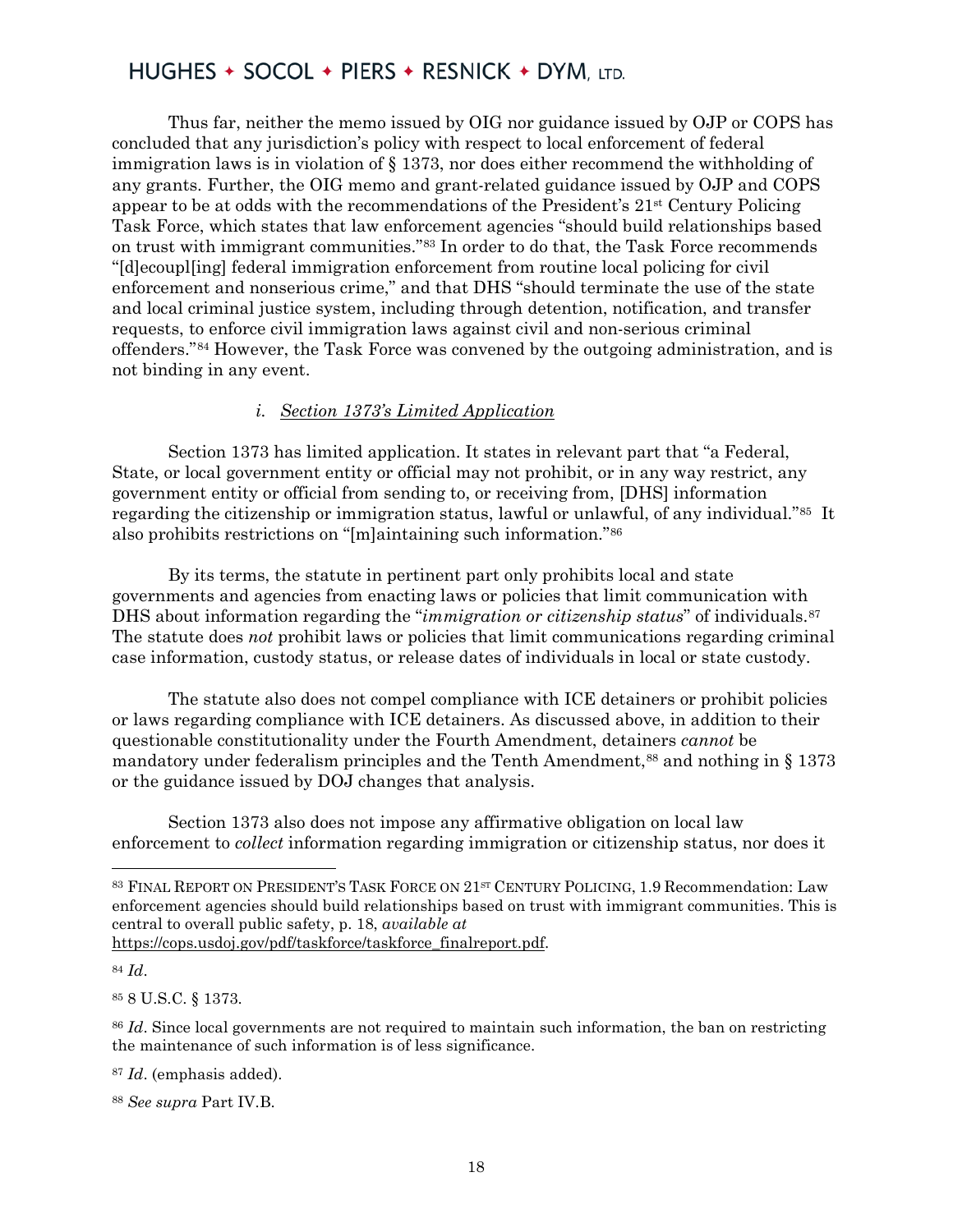Thus far, neither the memo issued by OIG nor guidance issued by OJP or COPS has concluded that any jurisdiction's policy with respect to local enforcement of federal immigration laws is in violation of § 1373, nor does either recommend the withholding of any grants. Further, the OIG memo and grant-related guidance issued by OJP and COPS appear to be at odds with the recommendations of the President's 21st Century Policing Task Force, which states that law enforcement agencies "should build relationships based on trust with immigrant communities."[83] In order to do that, the Task Force recommends "[d]ecoupl[ing] federal immigration enforcement from routine local policing for civil enforcement and nonserious crime," and that DHS "should terminate the use of the state and local criminal justice system, including through detention, notification, and transfer requests, to enforce civil immigration laws against civil and non-serious criminal offenders."[84] However, the Task Force was convened by the outgoing administration, and is not binding in any event.

#### *i. Section 1373's Limited Application*

Section 1373 has limited application. It states in relevant part that "a Federal, State, or local government entity or official may not prohibit, or in any way restrict, any government entity or official from sending to, or receiving from, [DHS] information regarding the citizenship or immigration status, lawful or unlawful, of any individual."[85] It also prohibits restrictions on "[m]aintaining such information."[86]

By its terms, the statute in pertinent part only prohibits local and state governments and agencies from enacting laws or policies that limit communication with DHS about information regarding the "*immigration or citizenship status*" of individuals.[87] The statute does *not* prohibit laws or policies that limit communications regarding criminal case information, custody status, or release dates of individuals in local or state custody.

The statute also does not compel compliance with ICE detainers or prohibit policies or laws regarding compliance with ICE detainers. As discussed above, in addition to their questionable constitutionality under the Fourth Amendment, detainers *cannot* be mandatory under federalism principles and the Tenth Amendment,[88] and nothing in § 1373 or the guidance issued by DOJ changes that analysis.

Section 1373 also does not impose any affirmative obligation on local law enforcement to *collect* information regarding immigration or citizenship status, nor does it

---

[83] FINAL REPORT ON PRESIDENT'S TASK FORCE ON 21ST CENTURY POLICING, 1.9 Recommendation: Law enforcement agencies should build relationships based on trust with immigrant communities. This is central to overall public safety, p. 18, *available at* https://cops.usdoj.gov/pdf/taskforce/taskforce_finalreport.pdf.

[84] *Id*.

[85] 8 U.S.C. § 1373.

[86] *Id*. Since local governments are not required to maintain such information, the ban on restricting the maintenance of such information is of less significance.

[87] *Id*. (emphasis added).

[88] *See supra* Part IV.B.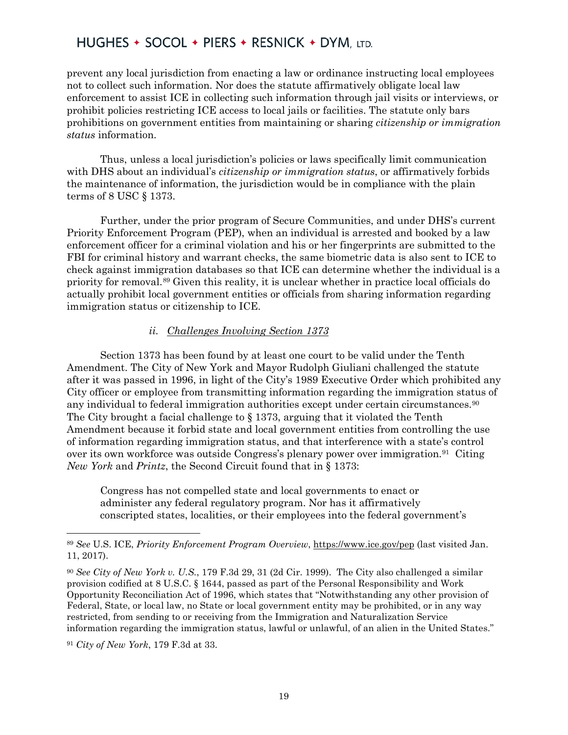prevent any local jurisdiction from enacting a law or ordinance instructing local employees not to collect such information. Nor does the statute affirmatively obligate local law enforcement to assist ICE in collecting such information through jail visits or interviews, or prohibit policies restricting ICE access to local jails or facilities. The statute only bars prohibitions on government entities from maintaining or sharing *citizenship or immigration status* information.

Thus, unless a local jurisdiction's policies or laws specifically limit communication with DHS about an individual's *citizenship or immigration status*, or affirmatively forbids the maintenance of information, the jurisdiction would be in compliance with the plain terms of 8 USC § 1373.

Further, under the prior program of Secure Communities, and under DHS's current Priority Enforcement Program (PEP), when an individual is arrested and booked by a law enforcement officer for a criminal violation and his or her fingerprints are submitted to the FBI for criminal history and warrant checks, the same biometric data is also sent to ICE to check against immigration databases so that ICE can determine whether the individual is a priority for removal.[89] Given this reality, it is unclear whether in practice local officials do actually prohibit local government entities or officials from sharing information regarding immigration status or citizenship to ICE.

#### *ii. Challenges Involving Section 1373*

Section 1373 has been found by at least one court to be valid under the Tenth Amendment. The City of New York and Mayor Rudolph Giuliani challenged the statute after it was passed in 1996, in light of the City's 1989 Executive Order which prohibited any City officer or employee from transmitting information regarding the immigration status of any individual to federal immigration authorities except under certain circumstances.[90] The City brought a facial challenge to § 1373, arguing that it violated the Tenth Amendment because it forbid state and local government entities from controlling the use of information regarding immigration status, and that interference with a state's control over its own workforce was outside Congress's plenary power over immigration.[91] Citing *New York* and *Printz*, the Second Circuit found that in § 1373:

> Congress has not compelled state and local governments to enact or administer any federal regulatory program. Nor has it affirmatively conscripted states, localities, or their employees into the federal government's

---

[89] *See* U.S. ICE, *Priority Enforcement Program Overview*, https://www.ice.gov/pep (last visited Jan. 11, 2017).

[90] *See City of New York v. U.S.*, 179 F.3d 29, 31 (2d Cir. 1999). The City also challenged a similar provision codified at 8 U.S.C. § 1644, passed as part of the Personal Responsibility and Work Opportunity Reconciliation Act of 1996, which states that "Notwithstanding any other provision of Federal, State, or local law, no State or local government entity may be prohibited, or in any way restricted, from sending to or receiving from the Immigration and Naturalization Service information regarding the immigration status, lawful or unlawful, of an alien in the United States."

[91] *City of New York*, 179 F.3d at 33.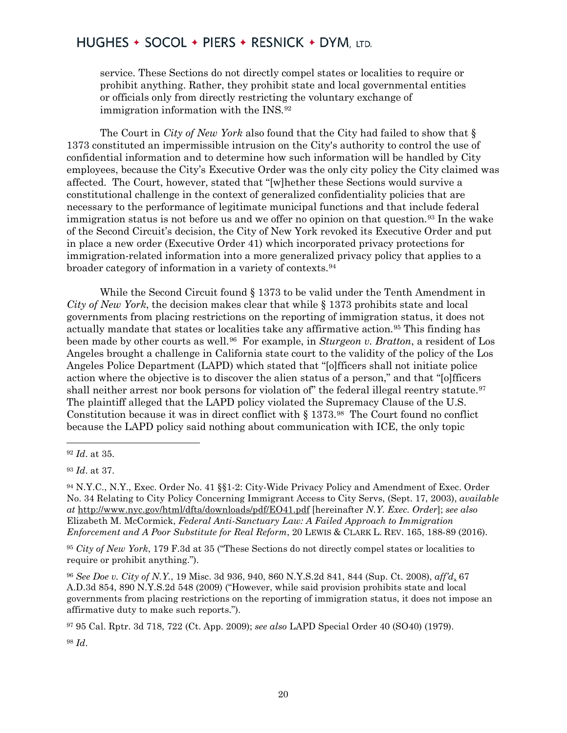service. These Sections do not directly compel states or localities to require or prohibit anything. Rather, they prohibit state and local governmental entities or officials only from directly restricting the voluntary exchange of immigration information with the INS.[92]

The Court in *City of New York* also found that the City had failed to show that § 1373 constituted an impermissible intrusion on the City's authority to control the use of confidential information and to determine how such information will be handled by City employees, because the City's Executive Order was the only city policy the City claimed was affected. The Court, however, stated that "[w]hether these Sections would survive a constitutional challenge in the context of generalized confidentiality policies that are necessary to the performance of legitimate municipal functions and that include federal immigration status is not before us and we offer no opinion on that question.[93] In the wake of the Second Circuit's decision, the City of New York revoked its Executive Order and put in place a new order (Executive Order 41) which incorporated privacy protections for immigration-related information into a more generalized privacy policy that applies to a broader category of information in a variety of contexts.[94]

While the Second Circuit found § 1373 to be valid under the Tenth Amendment in *City of New York*, the decision makes clear that while § 1373 prohibits state and local governments from placing restrictions on the reporting of immigration status, it does not actually mandate that states or localities take any affirmative action.[95] This finding has been made by other courts as well.[96] For example, in *Sturgeon v. Bratton*, a resident of Los Angeles brought a challenge in California state court to the validity of the policy of the Los Angeles Police Department (LAPD) which stated that "[o]fficers shall not initiate police action where the objective is to discover the alien status of a person," and that "[o]fficers shall neither arrest nor book persons for violation of" the federal illegal reentry statute.[97] The plaintiff alleged that the LAPD policy violated the Supremacy Clause of the U.S. Constitution because it was in direct conflict with § 1373.[98] The Court found no conflict because the LAPD policy said nothing about communication with ICE, the only topic

---

[92] *Id*. at 35.

[93] *Id*. at 37.

[94] N.Y.C., N.Y., Exec. Order No. 41 §§1-2: City-Wide Privacy Policy and Amendment of Exec. Order No. 34 Relating to City Policy Concerning Immigrant Access to City Servs, (Sept. 17, 2003), *available at* http://www.nyc.gov/html/dfta/downloads/pdf/EO41.pdf [hereinafter *N.Y. Exec. Order*]; *see also* Elizabeth M. McCormick, *Federal Anti-Sanctuary Law: A Failed Approach to Immigration Enforcement and A Poor Substitute for Real Reform*, 20 LEWIS & CLARK L. REV. 165, 188-89 (2016).

[95] *City of New York*, 179 F.3d at 35 ("These Sections do not directly compel states or localities to require or prohibit anything.").

[96] *See Doe v. City of N.Y.*, 19 Misc. 3d 936, 940, 860 N.Y.S.2d 841, 844 (Sup. Ct. 2008), *aff'd*, 67 A.D.3d 854, 890 N.Y.S.2d 548 (2009) ("However, while said provision prohibits state and local governments from placing restrictions on the reporting of immigration status, it does not impose an affirmative duty to make such reports.").

[97] 95 Cal. Rptr. 3d 718, 722 (Ct. App. 2009); *see also* LAPD Special Order 40 (SO40) (1979).

[98] *Id*.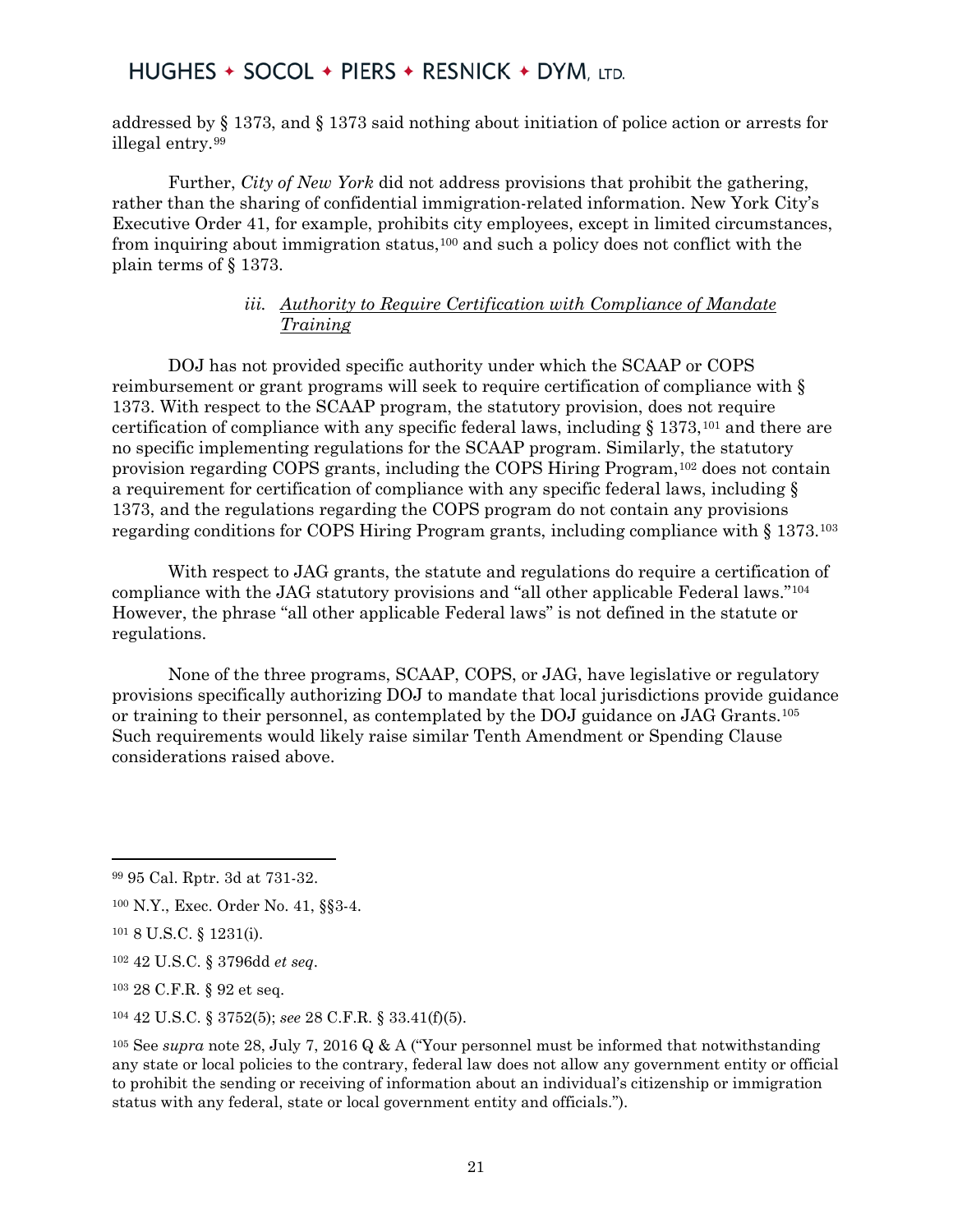addressed by § 1373, and § 1373 said nothing about initiation of police action or arrests for illegal entry.[99]

Further, *City of New York* did not address provisions that prohibit the gathering, rather than the sharing of confidential immigration-related information. New York City's Executive Order 41, for example, prohibits city employees, except in limited circumstances, from inquiring about immigration status,[100] and such a policy does not conflict with the plain terms of § 1373.

#### iii. *Authority to Require Certification with Compliance of Mandate Training*

DOJ has not provided specific authority under which the SCAAP or COPS reimbursement or grant programs will seek to require certification of compliance with § 1373. With respect to the SCAAP program, the statutory provision, does not require certification of compliance with any specific federal laws, including § 1373,[101] and there are no specific implementing regulations for the SCAAP program. Similarly, the statutory provision regarding COPS grants, including the COPS Hiring Program,[102] does not contain a requirement for certification of compliance with any specific federal laws, including § 1373, and the regulations regarding the COPS program do not contain any provisions regarding conditions for COPS Hiring Program grants, including compliance with § 1373.[103]

With respect to JAG grants, the statute and regulations do require a certification of compliance with the JAG statutory provisions and "all other applicable Federal laws."[104] However, the phrase "all other applicable Federal laws" is not defined in the statute or regulations.

None of the three programs, SCAAP, COPS, or JAG, have legislative or regulatory provisions specifically authorizing DOJ to mandate that local jurisdictions provide guidance or training to their personnel, as contemplated by the DOJ guidance on JAG Grants.[105] Such requirements would likely raise similar Tenth Amendment or Spending Clause considerations raised above.

---

[99] 95 Cal. Rptr. 3d at 731-32.

[100] N.Y., Exec. Order No. 41, §§3-4.

[101] 8 U.S.C. § 1231(i).

[102] 42 U.S.C. § 3796dd *et seq*.

[103] 28 C.F.R. § 92 et seq.

[104] 42 U.S.C. § 3752(5); *see* 28 C.F.R. § 33.41(f)(5).

[105] See *supra* note 28, July 7, 2016 Q & A ("Your personnel must be informed that notwithstanding any state or local policies to the contrary, federal law does not allow any government entity or official to prohibit the sending or receiving of information about an individual's citizenship or immigration status with any federal, state or local government entity and officials.").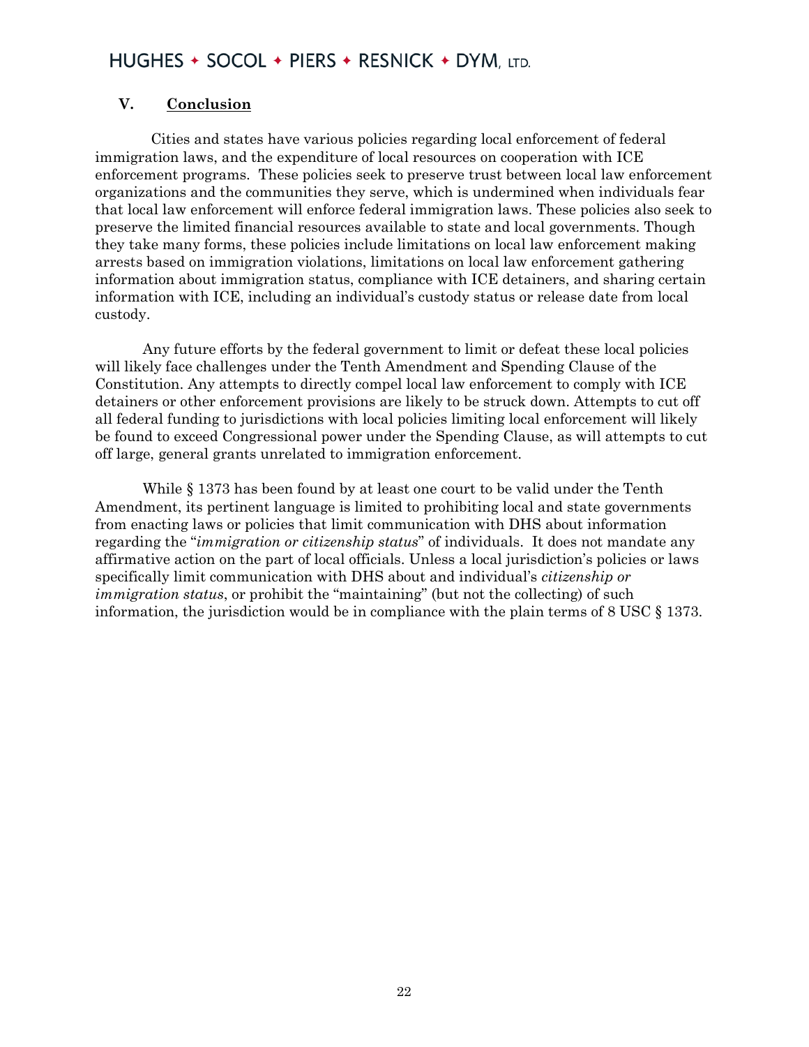## V. <u>Conclusion</u>

Cities and states have various policies regarding local enforcement of federal immigration laws, and the expenditure of local resources on cooperation with ICE enforcement programs. These policies seek to preserve trust between local law enforcement organizations and the communities they serve, which is undermined when individuals fear that local law enforcement will enforce federal immigration laws. These policies also seek to preserve the limited financial resources available to state and local governments. Though they take many forms, these policies include limitations on local law enforcement making arrests based on immigration violations, limitations on local law enforcement gathering information about immigration status, compliance with ICE detainers, and sharing certain information with ICE, including an individual's custody status or release date from local custody.

Any future efforts by the federal government to limit or defeat these local policies will likely face challenges under the Tenth Amendment and Spending Clause of the Constitution. Any attempts to directly compel local law enforcement to comply with ICE detainers or other enforcement provisions are likely to be struck down. Attempts to cut off all federal funding to jurisdictions with local policies limiting local enforcement will likely be found to exceed Congressional power under the Spending Clause, as will attempts to cut off large, general grants unrelated to immigration enforcement.

While § 1373 has been found by at least one court to be valid under the Tenth Amendment, its pertinent language is limited to prohibiting local and state governments from enacting laws or policies that limit communication with DHS about information regarding the "*immigration or citizenship status*" of individuals. It does not mandate any affirmative action on the part of local officials. Unless a local jurisdiction's policies or laws specifically limit communication with DHS about and individual's *citizenship or immigration status*, or prohibit the "maintaining" (but not the collecting) of such information, the jurisdiction would be in compliance with the plain terms of 8 USC § 1373.